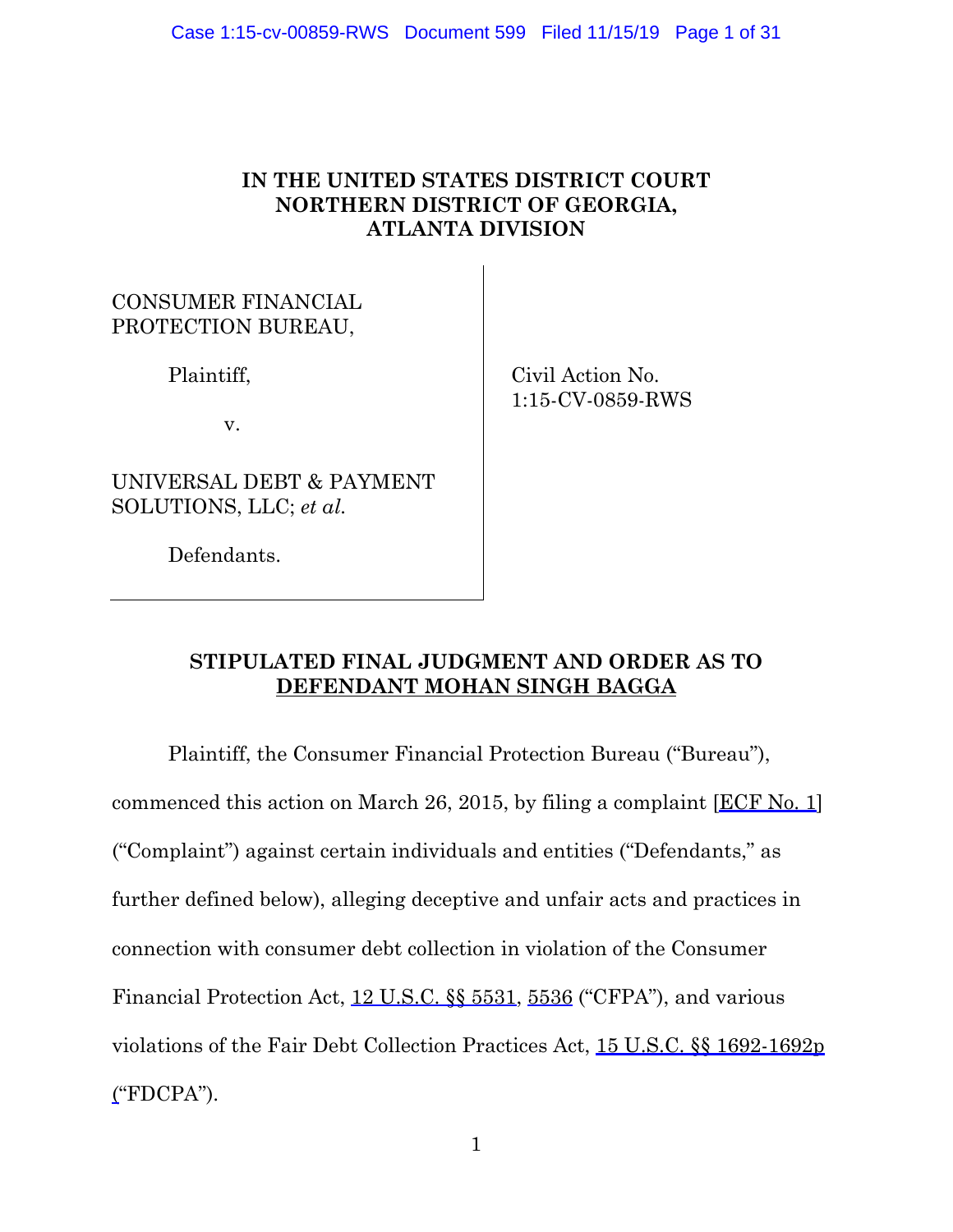# IN THE UNITED STATES DISTRICT COURT
# NORTHERN DISTRICT OF GEORGIA,
# ATLANTA DIVISION

| | |
|---|---|
| CONSUMER FINANCIAL PROTECTION BUREAU,<br><br>Plaintiff,<br><br>v.<br><br>UNIVERSAL DEBT & PAYMENT SOLUTIONS, LLC; *et al.*<br><br>Defendants. | Civil Action No.<br>1:15-CV-0859-RWS |

## STIPULATED FINAL JUDGMENT AND ORDER AS TO DEFENDANT MOHAN SINGH BAGGA

Plaintiff, the Consumer Financial Protection Bureau ("Bureau"), commenced this action on March 26, 2015, by filing a complaint [ECF No. 1] ("Complaint") against certain individuals and entities ("Defendants," as further defined below), alleging deceptive and unfair acts and practices in connection with consumer debt collection in violation of the Consumer Financial Protection Act, 12 U.S.C. §§ 5531, 5536 ("CFPA"), and various violations of the Fair Debt Collection Practices Act, 15 U.S.C. §§ 1692-1692p ("FDCPA").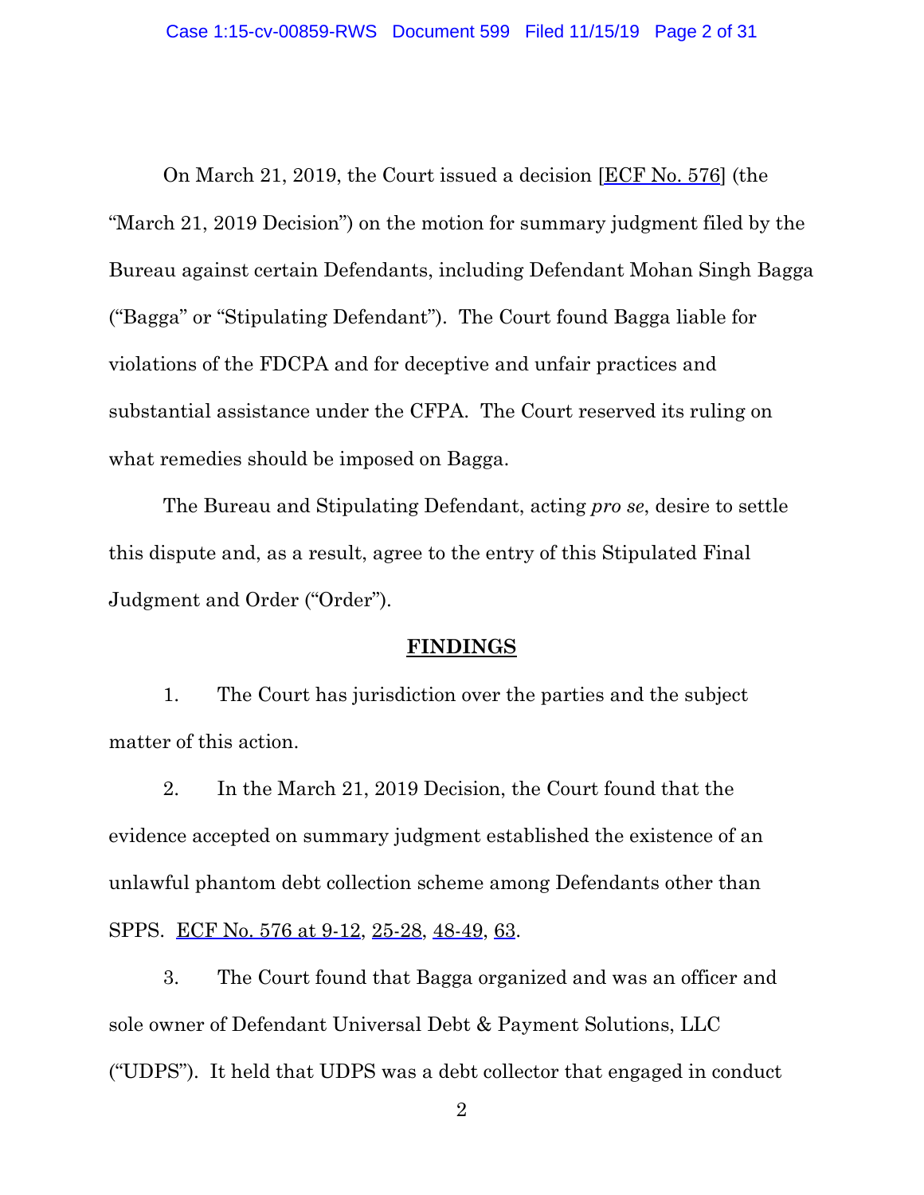On March 21, 2019, the Court issued a decision [ECF No. 576] (the "March 21, 2019 Decision") on the motion for summary judgment filed by the Bureau against certain Defendants, including Defendant Mohan Singh Bagga ("Bagga" or "Stipulating Defendant"). The Court found Bagga liable for violations of the FDCPA and for deceptive and unfair practices and substantial assistance under the CFPA. The Court reserved its ruling on what remedies should be imposed on Bagga.

The Bureau and Stipulating Defendant, acting *pro se*, desire to settle this dispute and, as a result, agree to the entry of this Stipulated Final Judgment and Order ("Order").

## FINDINGS

1. The Court has jurisdiction over the parties and the subject matter of this action.

2. In the March 21, 2019 Decision, the Court found that the evidence accepted on summary judgment established the existence of an unlawful phantom debt collection scheme among Defendants other than SPPS. ECF No. 576 at 9-12, 25-28, 48-49, 63.

3. The Court found that Bagga organized and was an officer and sole owner of Defendant Universal Debt & Payment Solutions, LLC ("UDPS"). It held that UDPS was a debt collector that engaged in conduct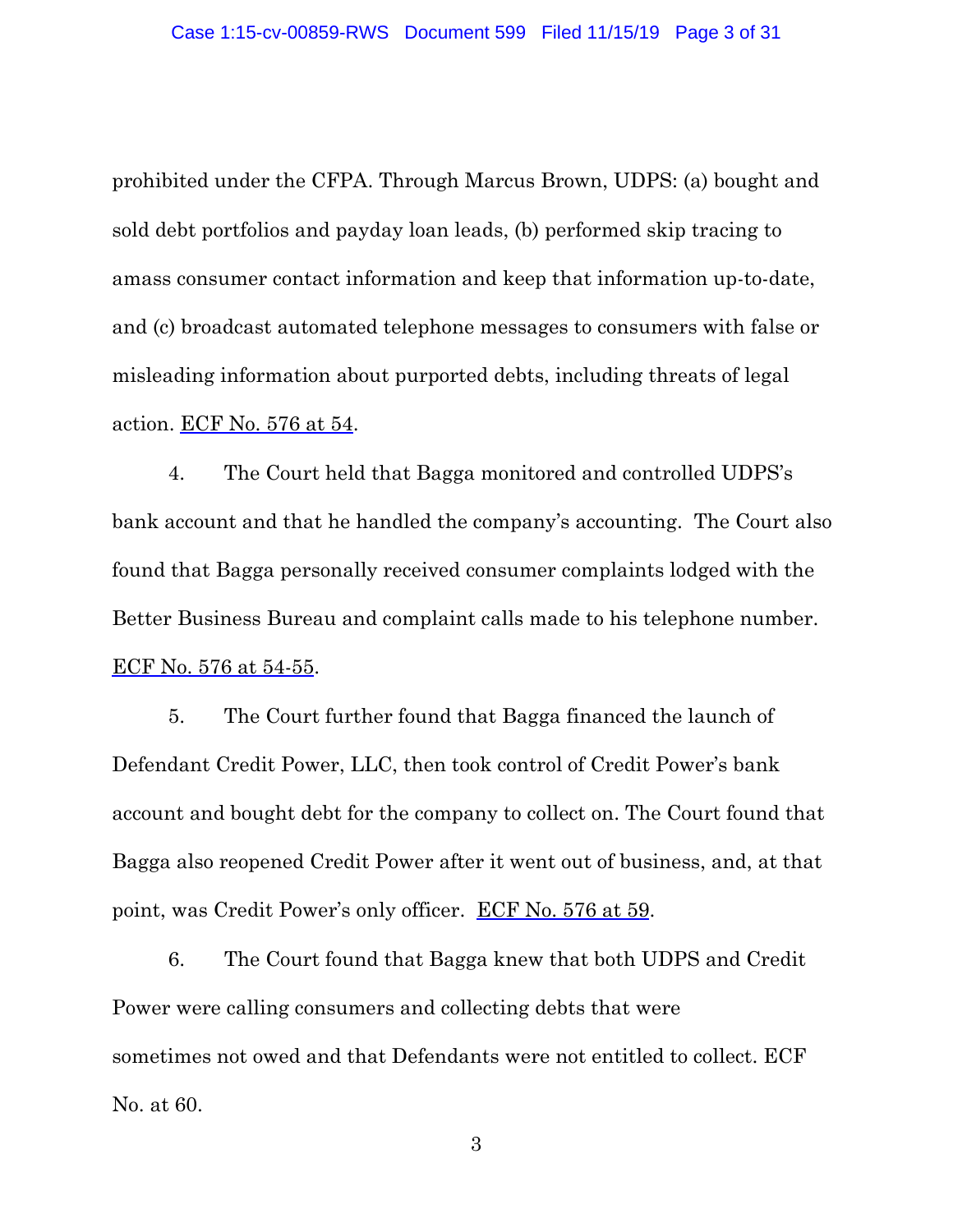prohibited under the CFPA. Through Marcus Brown, UDPS: (a) bought and sold debt portfolios and payday loan leads, (b) performed skip tracing to amass consumer contact information and keep that information up-to-date, and (c) broadcast automated telephone messages to consumers with false or misleading information about purported debts, including threats of legal action. ECF No. 576 at 54.

4. The Court held that Bagga monitored and controlled UDPS's bank account and that he handled the company's accounting. The Court also found that Bagga personally received consumer complaints lodged with the Better Business Bureau and complaint calls made to his telephone number. ECF No. 576 at 54-55.

5. The Court further found that Bagga financed the launch of Defendant Credit Power, LLC, then took control of Credit Power's bank account and bought debt for the company to collect on. The Court found that Bagga also reopened Credit Power after it went out of business, and, at that point, was Credit Power's only officer. ECF No. 576 at 59.

6. The Court found that Bagga knew that both UDPS and Credit Power were calling consumers and collecting debts that were sometimes not owed and that Defendants were not entitled to collect. ECF No. at 60.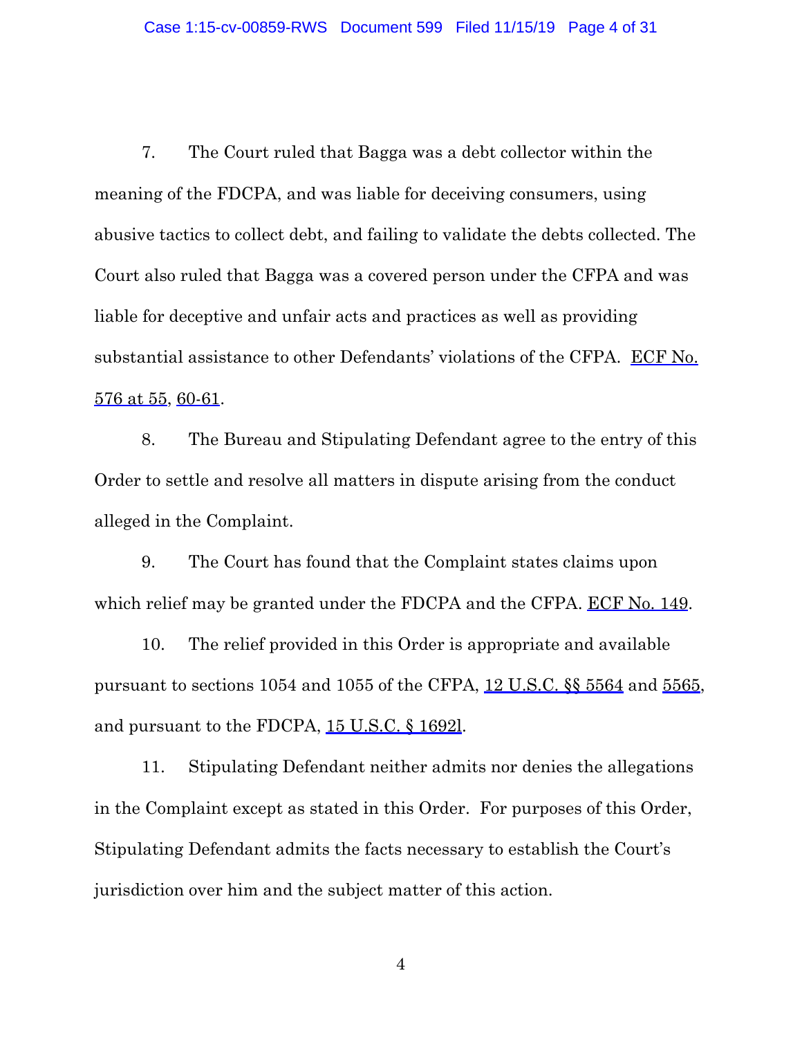7. The Court ruled that Bagga was a debt collector within the meaning of the FDCPA, and was liable for deceiving consumers, using abusive tactics to collect debt, and failing to validate the debts collected. The Court also ruled that Bagga was a covered person under the CFPA and was liable for deceptive and unfair acts and practices as well as providing substantial assistance to other Defendants' violations of the CFPA. ECF No. 576 at 55, 60-61.

8. The Bureau and Stipulating Defendant agree to the entry of this Order to settle and resolve all matters in dispute arising from the conduct alleged in the Complaint.

9. The Court has found that the Complaint states claims upon which relief may be granted under the FDCPA and the CFPA. ECF No. 149.

10. The relief provided in this Order is appropriate and available pursuant to sections 1054 and 1055 of the CFPA, 12 U.S.C. §§ 5564 and 5565, and pursuant to the FDCPA, 15 U.S.C. § 1692l.

11. Stipulating Defendant neither admits nor denies the allegations in the Complaint except as stated in this Order. For purposes of this Order, Stipulating Defendant admits the facts necessary to establish the Court's jurisdiction over him and the subject matter of this action.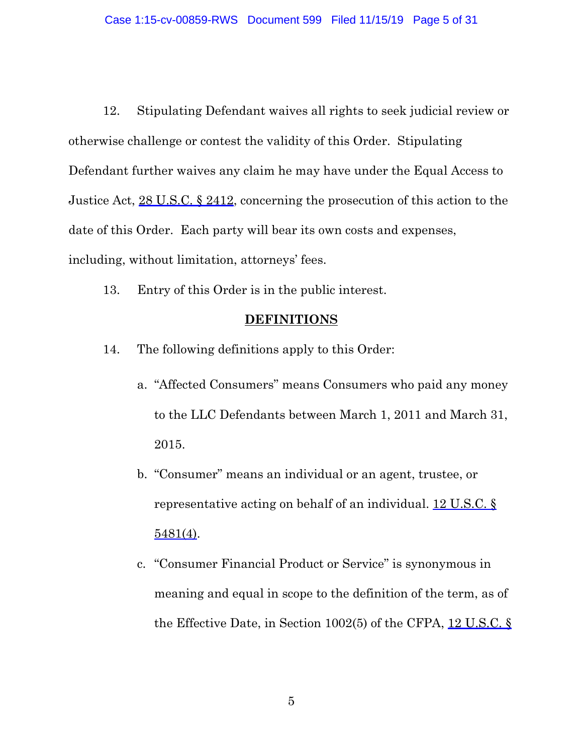12. Stipulating Defendant waives all rights to seek judicial review or otherwise challenge or contest the validity of this Order. Stipulating Defendant further waives any claim he may have under the Equal Access to Justice Act, 28 U.S.C. § 2412, concerning the prosecution of this action to the date of this Order. Each party will bear its own costs and expenses, including, without limitation, attorneys' fees.

13. Entry of this Order is in the public interest.

## DEFINITIONS

14. The following definitions apply to this Order:

   a. "Affected Consumers" means Consumers who paid any money to the LLC Defendants between March 1, 2011 and March 31, 2015.

   b. "Consumer" means an individual or an agent, trustee, or representative acting on behalf of an individual. 12 U.S.C. § 5481(4).

   c. "Consumer Financial Product or Service" is synonymous in meaning and equal in scope to the definition of the term, as of the Effective Date, in Section 1002(5) of the CFPA, 12 U.S.C. §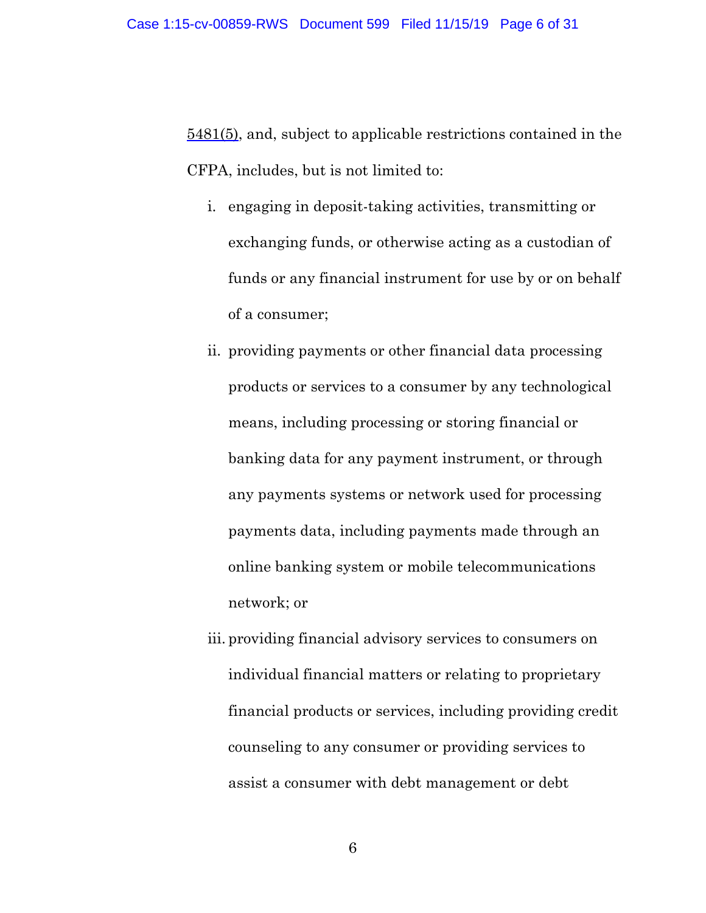5481(5), and, subject to applicable restrictions contained in the CFPA, includes, but is not limited to:

i. engaging in deposit-taking activities, transmitting or exchanging funds, or otherwise acting as a custodian of funds or any financial instrument for use by or on behalf of a consumer;

ii. providing payments or other financial data processing products or services to a consumer by any technological means, including processing or storing financial or banking data for any payment instrument, or through any payments systems or network used for processing payments data, including payments made through an online banking system or mobile telecommunications network; or

iii. providing financial advisory services to consumers on individual financial matters or relating to proprietary financial products or services, including providing credit counseling to any consumer or providing services to assist a consumer with debt management or debt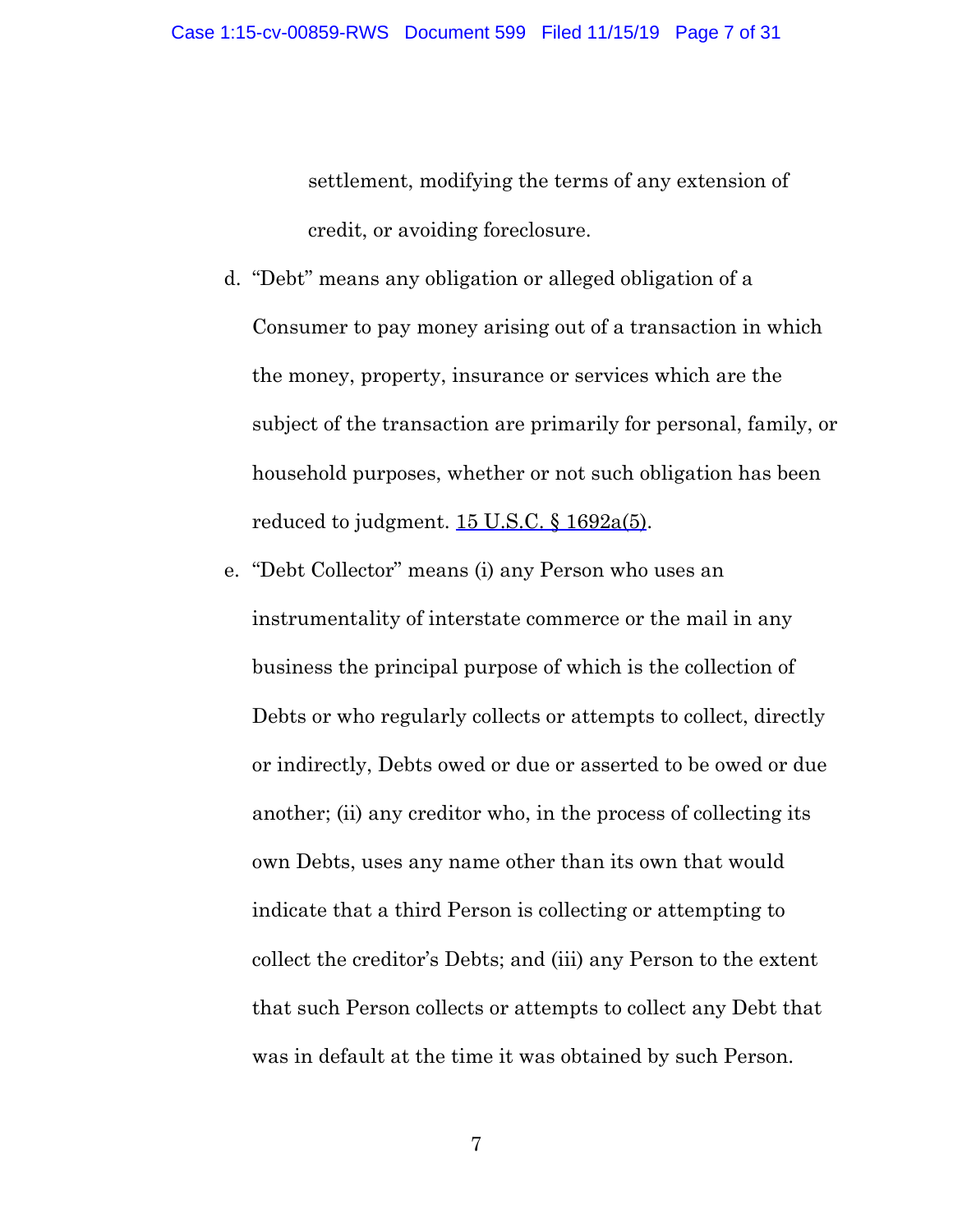settlement, modifying the terms of any extension of credit, or avoiding foreclosure.

d. "Debt" means any obligation or alleged obligation of a Consumer to pay money arising out of a transaction in which the money, property, insurance or services which are the subject of the transaction are primarily for personal, family, or household purposes, whether or not such obligation has been reduced to judgment. 15 U.S.C. § 1692a(5).

e. "Debt Collector" means (i) any Person who uses an instrumentality of interstate commerce or the mail in any business the principal purpose of which is the collection of Debts or who regularly collects or attempts to collect, directly or indirectly, Debts owed or due or asserted to be owed or due another; (ii) any creditor who, in the process of collecting its own Debts, uses any name other than its own that would indicate that a third Person is collecting or attempting to collect the creditor's Debts; and (iii) any Person to the extent that such Person collects or attempts to collect any Debt that was in default at the time it was obtained by such Person.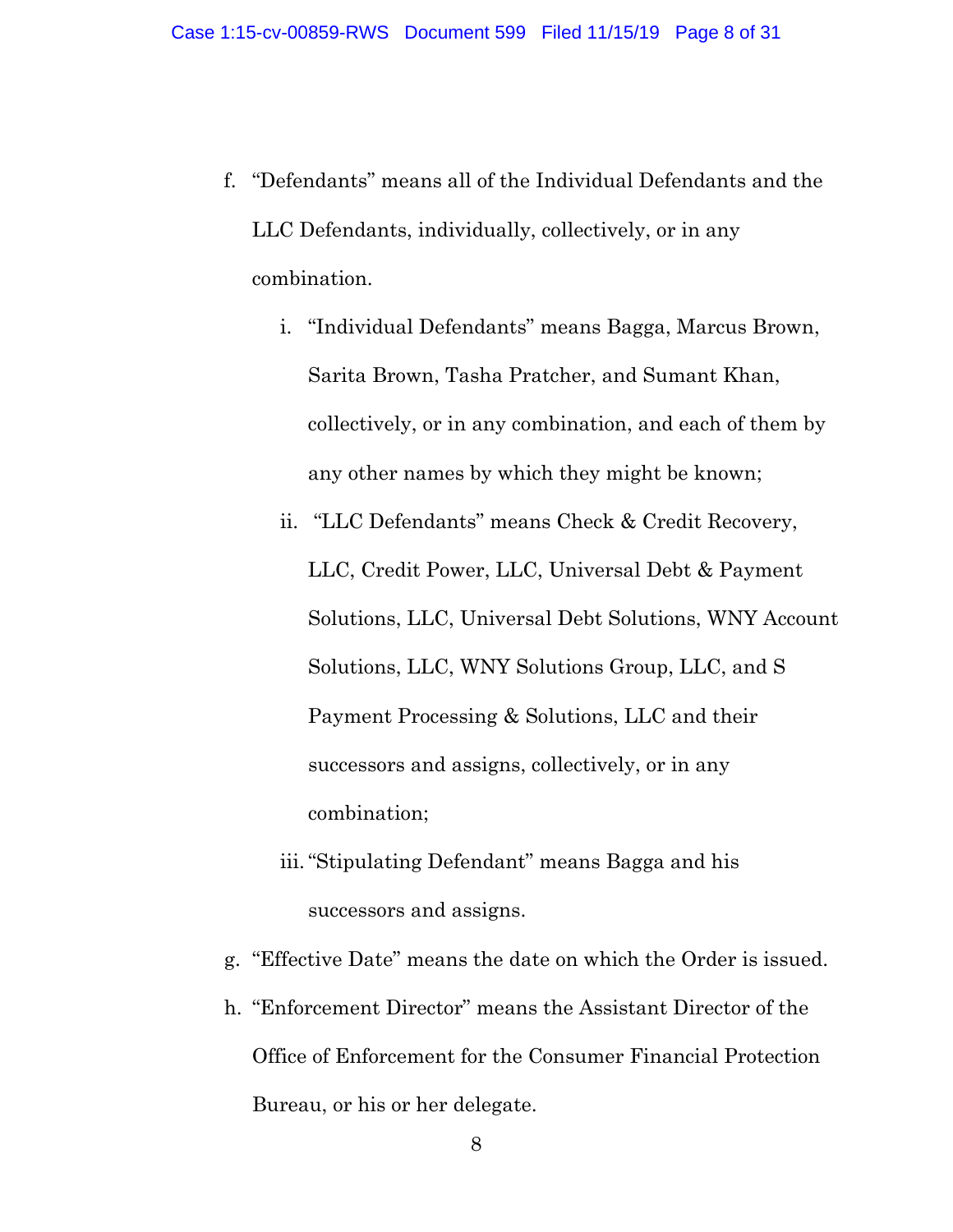f. "Defendants" means all of the Individual Defendants and the LLC Defendants, individually, collectively, or in any combination.

   i. "Individual Defendants" means Bagga, Marcus Brown, Sarita Brown, Tasha Pratcher, and Sumant Khan, collectively, or in any combination, and each of them by any other names by which they might be known;

   ii. "LLC Defendants" means Check & Credit Recovery, LLC, Credit Power, LLC, Universal Debt & Payment Solutions, LLC, Universal Debt Solutions, WNY Account Solutions, LLC, WNY Solutions Group, LLC, and S Payment Processing & Solutions, LLC and their successors and assigns, collectively, or in any combination;

   iii. "Stipulating Defendant" means Bagga and his successors and assigns.

g. "Effective Date" means the date on which the Order is issued.

h. "Enforcement Director" means the Assistant Director of the Office of Enforcement for the Consumer Financial Protection Bureau, or his or her delegate.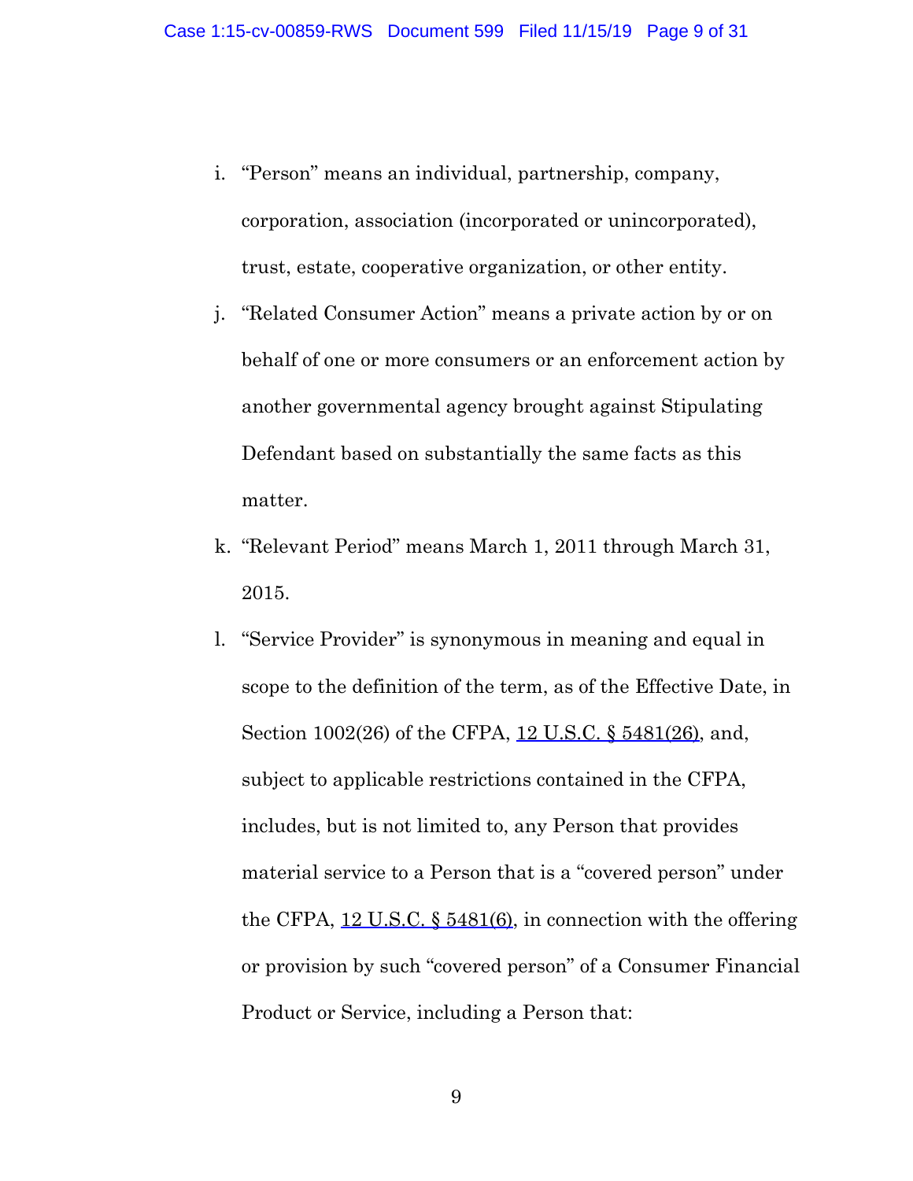i. "Person" means an individual, partnership, company, corporation, association (incorporated or unincorporated), trust, estate, cooperative organization, or other entity.

j. "Related Consumer Action" means a private action by or on behalf of one or more consumers or an enforcement action by another governmental agency brought against Stipulating Defendant based on substantially the same facts as this matter.

k. "Relevant Period" means March 1, 2011 through March 31, 2015.

l. "Service Provider" is synonymous in meaning and equal in scope to the definition of the term, as of the Effective Date, in Section 1002(26) of the CFPA, 12 U.S.C. § 5481(26), and, subject to applicable restrictions contained in the CFPA, includes, but is not limited to, any Person that provides material service to a Person that is a "covered person" under the CFPA, 12 U.S.C. § 5481(6), in connection with the offering or provision by such "covered person" of a Consumer Financial Product or Service, including a Person that: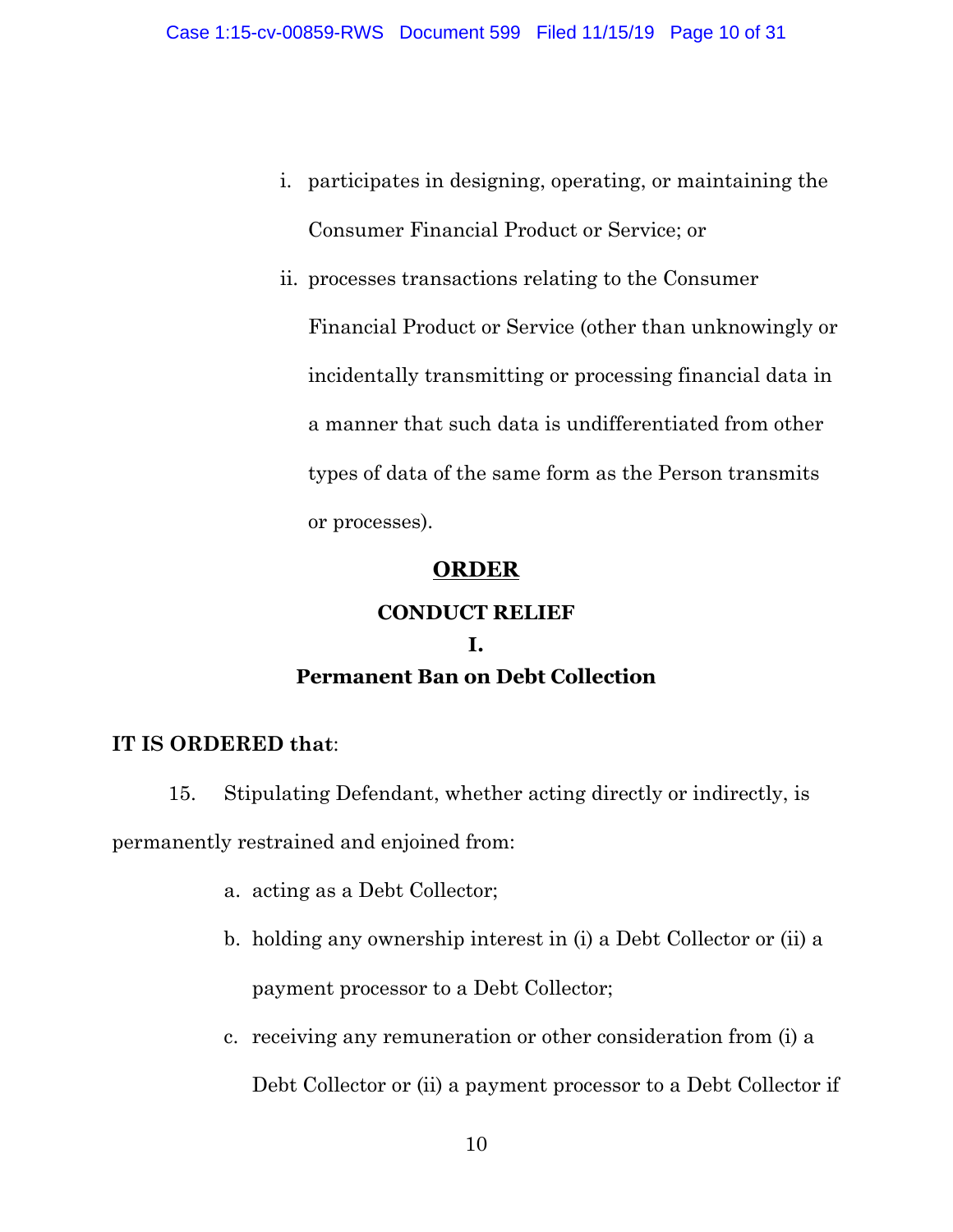i. participates in designing, operating, or maintaining the Consumer Financial Product or Service; or

ii. processes transactions relating to the Consumer Financial Product or Service (other than unknowingly or incidentally transmitting or processing financial data in a manner that such data is undifferentiated from other types of data of the same form as the Person transmits or processes).

## ORDER

### CONDUCT RELIEF

### I.

### Permanent Ban on Debt Collection

**IT IS ORDERED that**:

15. Stipulating Defendant, whether acting directly or indirectly, is permanently restrained and enjoined from:

    a. acting as a Debt Collector;

    b. holding any ownership interest in (i) a Debt Collector or (ii) a payment processor to a Debt Collector;

    c. receiving any remuneration or other consideration from (i) a Debt Collector or (ii) a payment processor to a Debt Collector if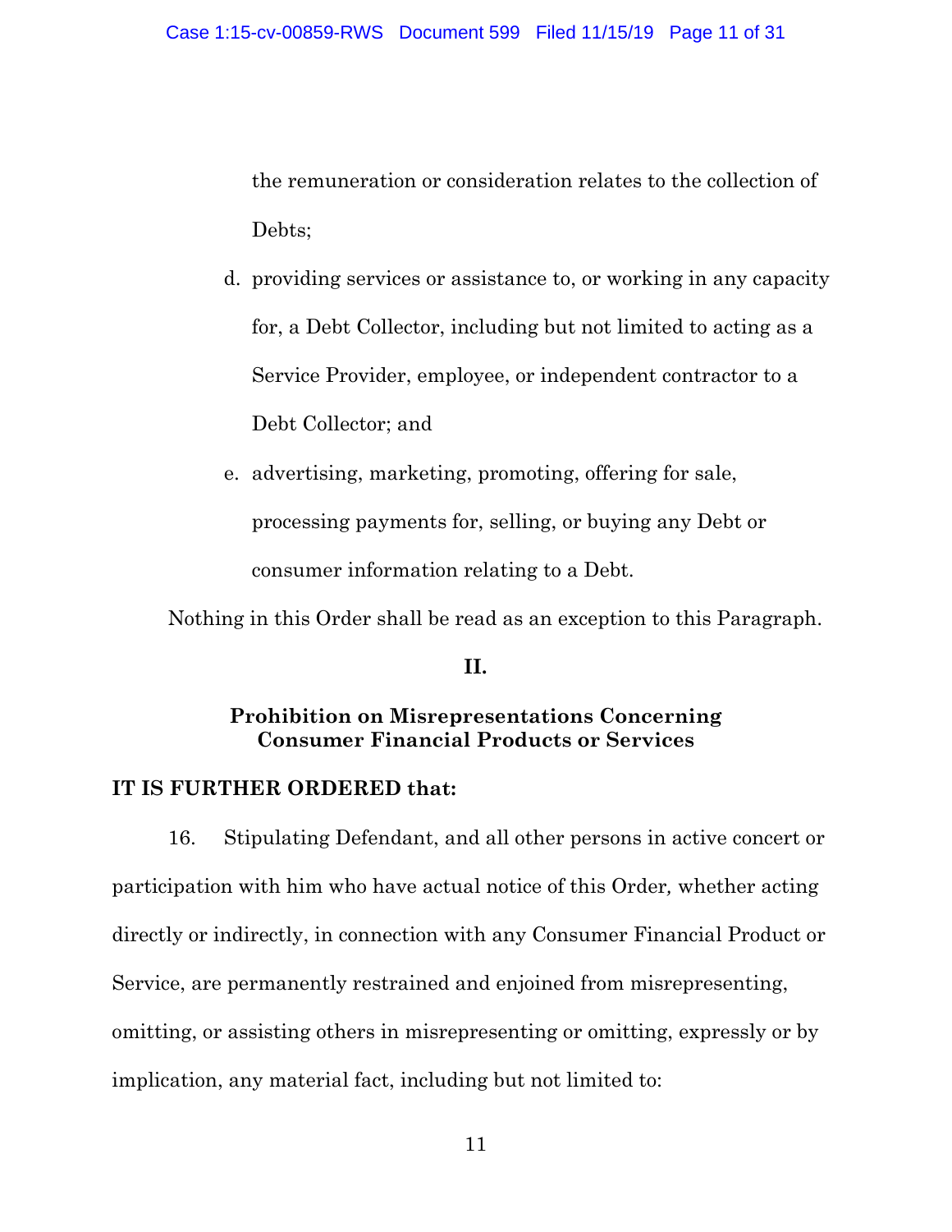the remuneration or consideration relates to the collection of Debts;

d. providing services or assistance to, or working in any capacity for, a Debt Collector, including but not limited to acting as a Service Provider, employee, or independent contractor to a Debt Collector; and

e. advertising, marketing, promoting, offering for sale, processing payments for, selling, or buying any Debt or consumer information relating to a Debt.

Nothing in this Order shall be read as an exception to this Paragraph.

**II.**

**Prohibition on Misrepresentations Concerning Consumer Financial Products or Services**

**IT IS FURTHER ORDERED that:**

16. Stipulating Defendant, and all other persons in active concert or participation with him who have actual notice of this Order*,* whether acting directly or indirectly, in connection with any Consumer Financial Product or Service, are permanently restrained and enjoined from misrepresenting, omitting, or assisting others in misrepresenting or omitting, expressly or by implication, any material fact, including but not limited to: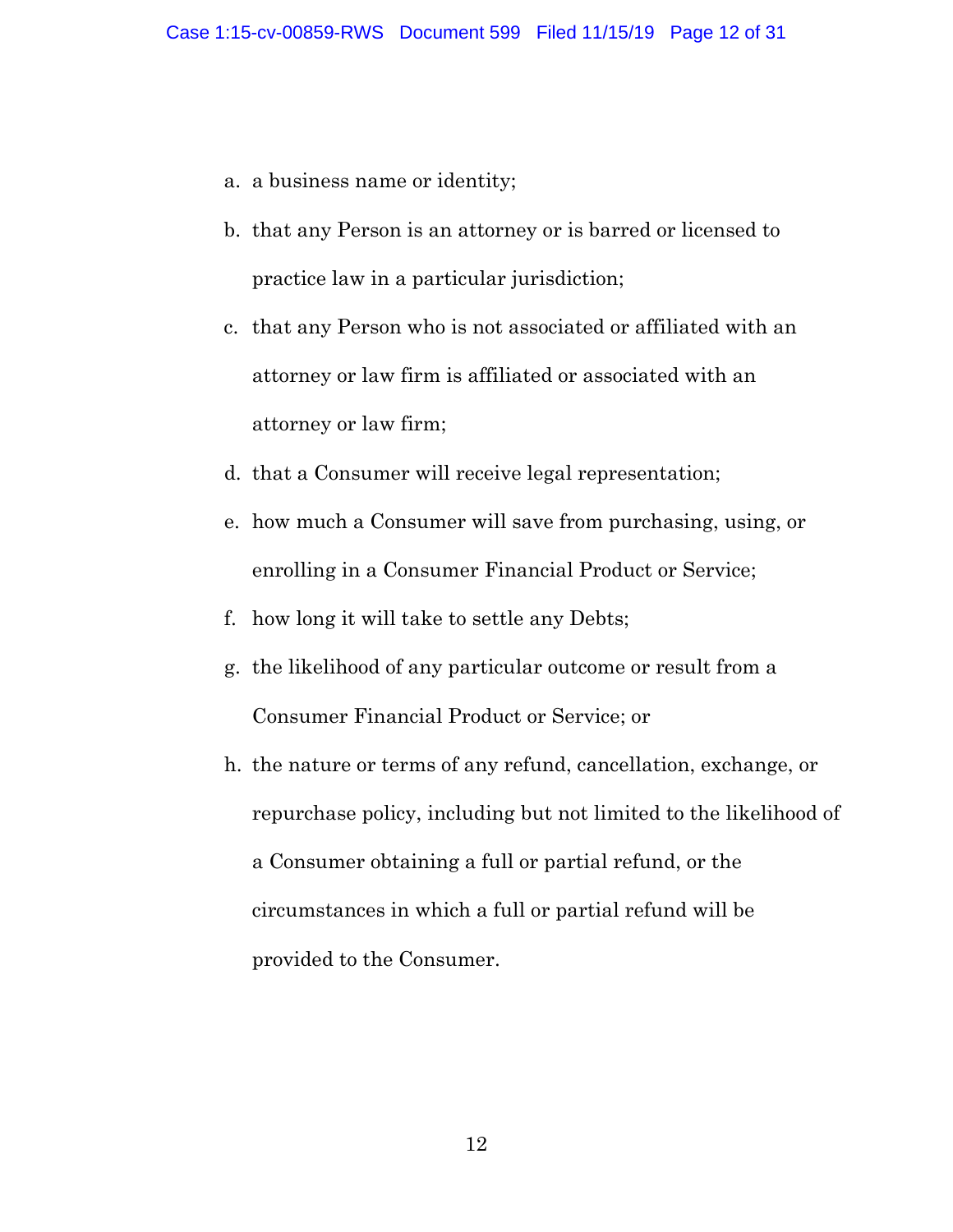a. a business name or identity;

b. that any Person is an attorney or is barred or licensed to practice law in a particular jurisdiction;

c. that any Person who is not associated or affiliated with an attorney or law firm is affiliated or associated with an attorney or law firm;

d. that a Consumer will receive legal representation;

e. how much a Consumer will save from purchasing, using, or enrolling in a Consumer Financial Product or Service;

f. how long it will take to settle any Debts;

g. the likelihood of any particular outcome or result from a Consumer Financial Product or Service; or

h. the nature or terms of any refund, cancellation, exchange, or repurchase policy, including but not limited to the likelihood of a Consumer obtaining a full or partial refund, or the circumstances in which a full or partial refund will be provided to the Consumer.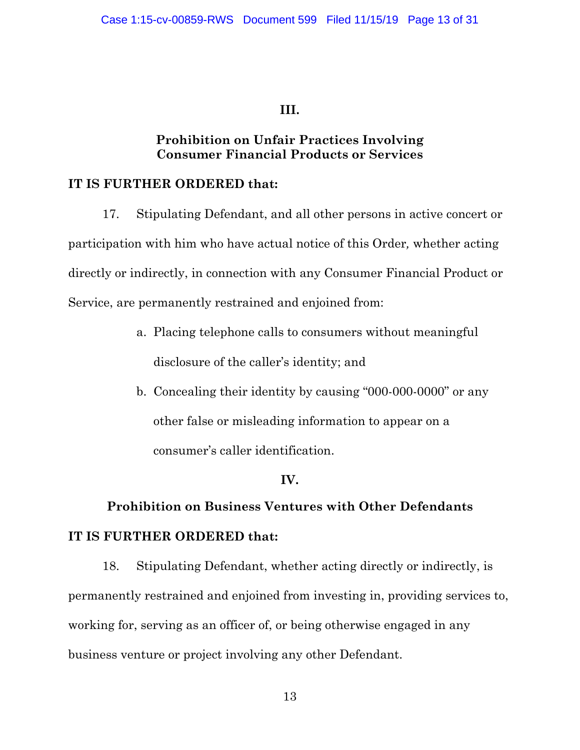## III.

## Prohibition on Unfair Practices Involving Consumer Financial Products or Services

**IT IS FURTHER ORDERED that:**

17. Stipulating Defendant, and all other persons in active concert or participation with him who have actual notice of this Order, whether acting directly or indirectly, in connection with any Consumer Financial Product or Service, are permanently restrained and enjoined from:

   a. Placing telephone calls to consumers without meaningful disclosure of the caller's identity; and

   b. Concealing their identity by causing "000-000-0000" or any other false or misleading information to appear on a consumer's caller identification.

## IV.

## Prohibition on Business Ventures with Other Defendants

**IT IS FURTHER ORDERED that:**

18. Stipulating Defendant, whether acting directly or indirectly, is permanently restrained and enjoined from investing in, providing services to, working for, serving as an officer of, or being otherwise engaged in any business venture or project involving any other Defendant.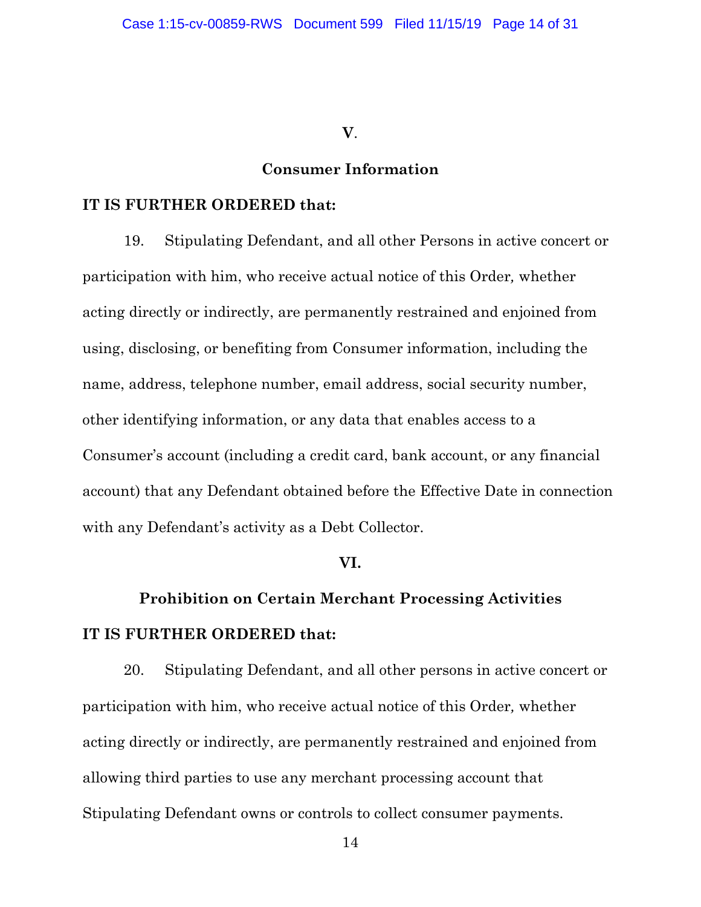## V.

## Consumer Information

**IT IS FURTHER ORDERED that:**

19. Stipulating Defendant, and all other Persons in active concert or participation with him, who receive actual notice of this Order, whether acting directly or indirectly, are permanently restrained and enjoined from using, disclosing, or benefiting from Consumer information, including the name, address, telephone number, email address, social security number, other identifying information, or any data that enables access to a Consumer's account (including a credit card, bank account, or any financial account) that any Defendant obtained before the Effective Date in connection with any Defendant's activity as a Debt Collector.

## VI.

## Prohibition on Certain Merchant Processing Activities

**IT IS FURTHER ORDERED that:**

20. Stipulating Defendant, and all other persons in active concert or participation with him, who receive actual notice of this Order, whether acting directly or indirectly, are permanently restrained and enjoined from allowing third parties to use any merchant processing account that Stipulating Defendant owns or controls to collect consumer payments.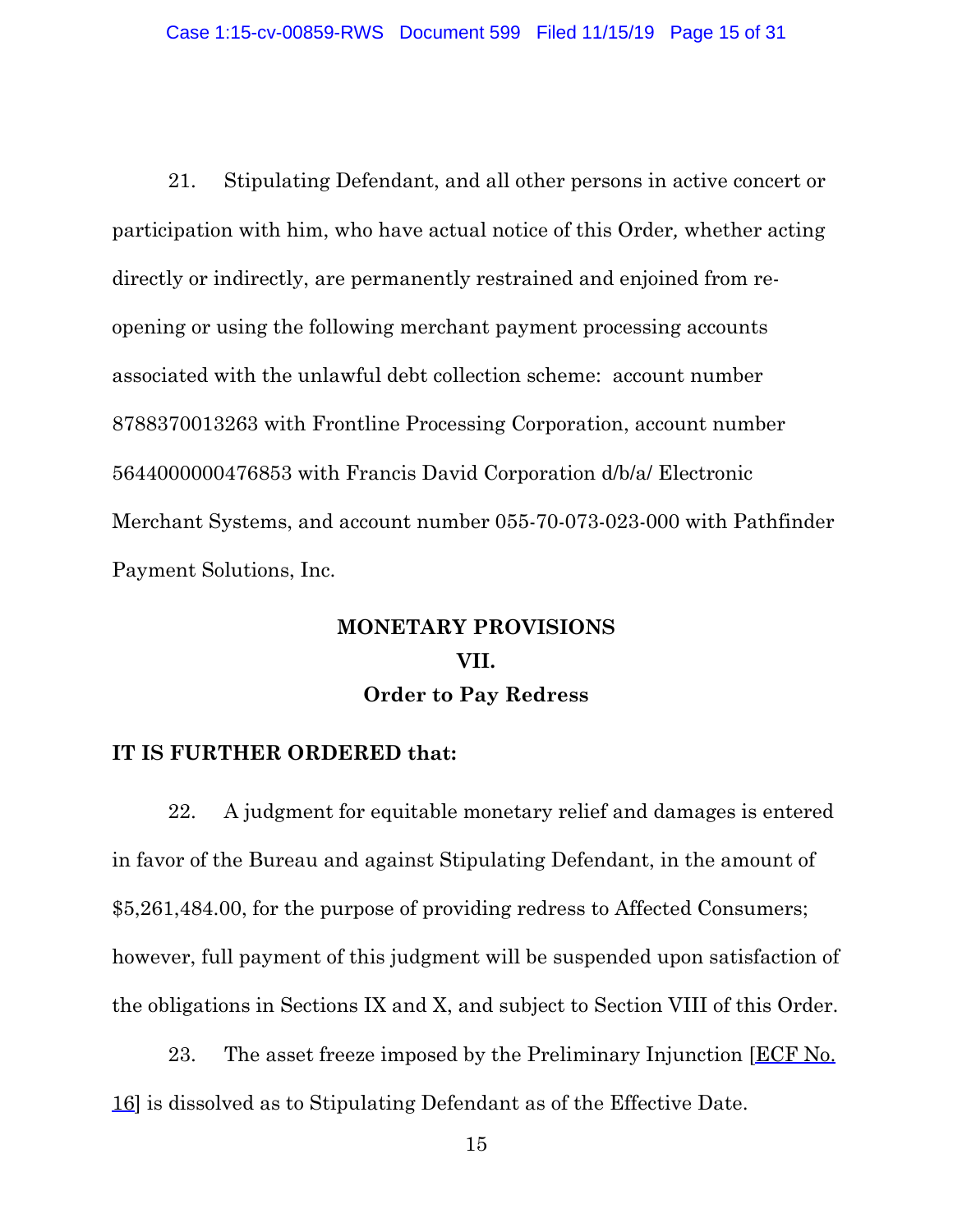21. Stipulating Defendant, and all other persons in active concert or participation with him, who have actual notice of this Order, whether acting directly or indirectly, are permanently restrained and enjoined from re-opening or using the following merchant payment processing accounts associated with the unlawful debt collection scheme: account number 8788370013263 with Frontline Processing Corporation, account number 5644000000476853 with Francis David Corporation d/b/a/ Electronic Merchant Systems, and account number 055-70-073-023-000 with Pathfinder Payment Solutions, Inc.

## MONETARY PROVISIONS

## VII.

## Order to Pay Redress

**IT IS FURTHER ORDERED that:**

22. A judgment for equitable monetary relief and damages is entered in favor of the Bureau and against Stipulating Defendant, in the amount of $5,261,484.00, for the purpose of providing redress to Affected Consumers; however, full payment of this judgment will be suspended upon satisfaction of the obligations in Sections IX and X, and subject to Section VIII of this Order.

23. The asset freeze imposed by the Preliminary Injunction [ECF No. 16] is dissolved as to Stipulating Defendant as of the Effective Date.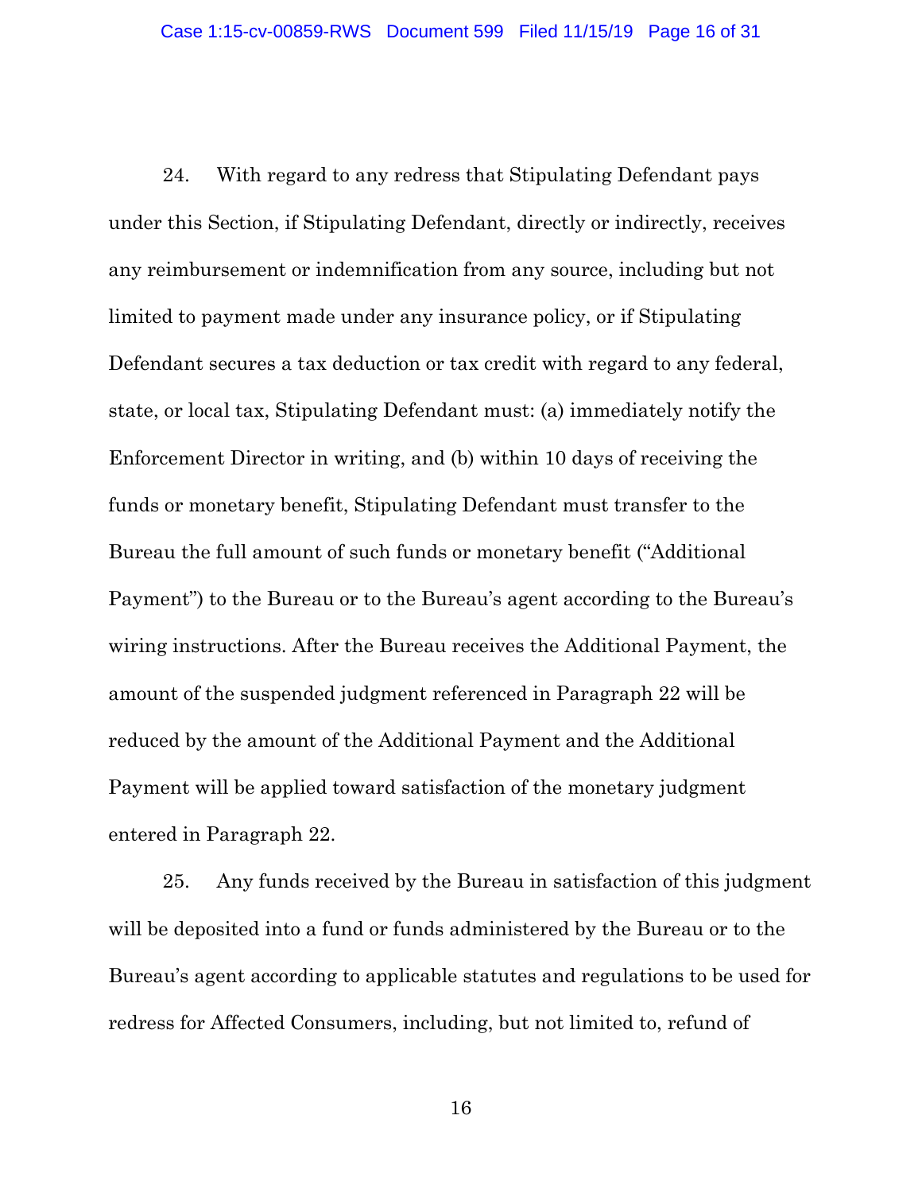24. With regard to any redress that Stipulating Defendant pays under this Section, if Stipulating Defendant, directly or indirectly, receives any reimbursement or indemnification from any source, including but not limited to payment made under any insurance policy, or if Stipulating Defendant secures a tax deduction or tax credit with regard to any federal, state, or local tax, Stipulating Defendant must: (a) immediately notify the Enforcement Director in writing, and (b) within 10 days of receiving the funds or monetary benefit, Stipulating Defendant must transfer to the Bureau the full amount of such funds or monetary benefit ("Additional Payment") to the Bureau or to the Bureau's agent according to the Bureau's wiring instructions. After the Bureau receives the Additional Payment, the amount of the suspended judgment referenced in Paragraph 22 will be reduced by the amount of the Additional Payment and the Additional Payment will be applied toward satisfaction of the monetary judgment entered in Paragraph 22.

25. Any funds received by the Bureau in satisfaction of this judgment will be deposited into a fund or funds administered by the Bureau or to the Bureau's agent according to applicable statutes and regulations to be used for redress for Affected Consumers, including, but not limited to, refund of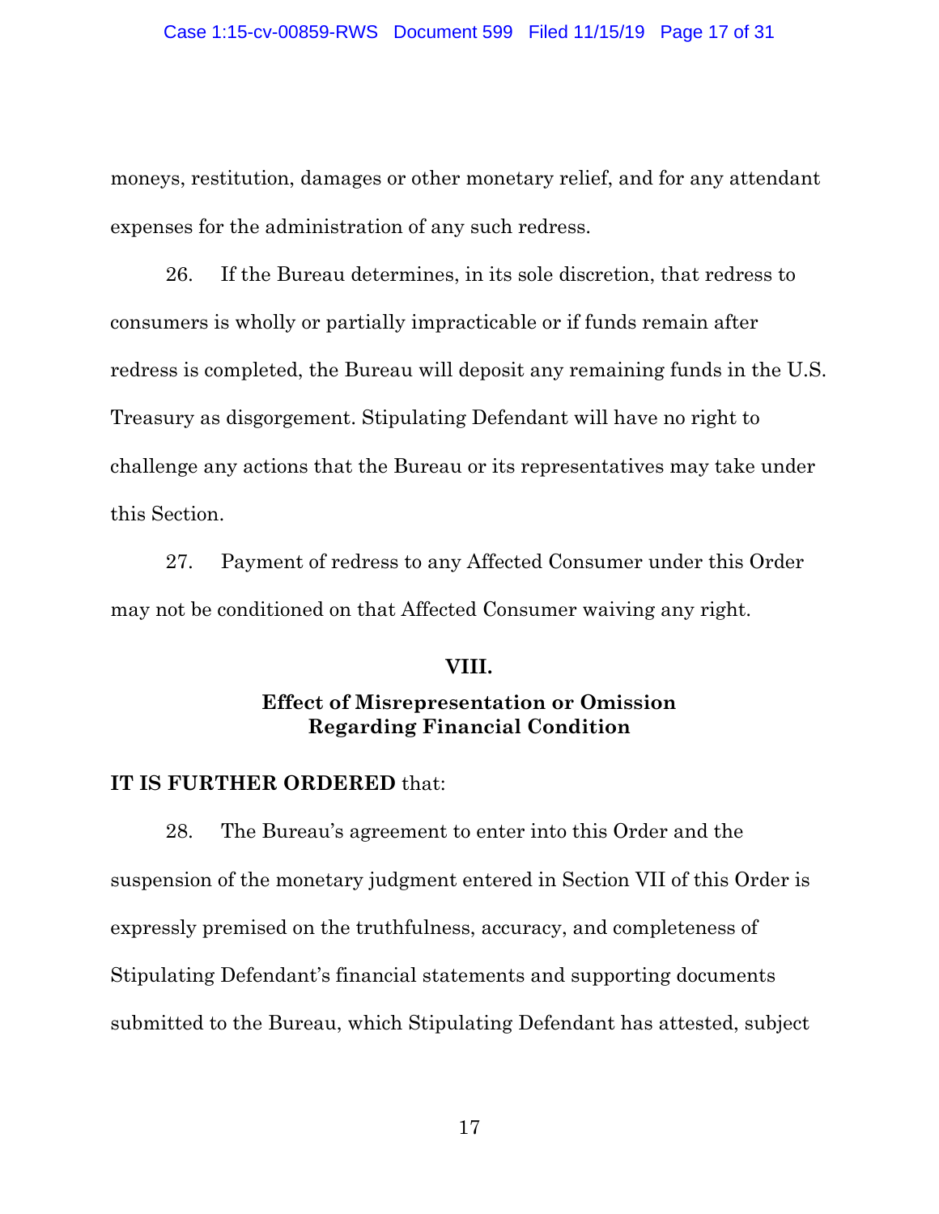moneys, restitution, damages or other monetary relief, and for any attendant expenses for the administration of any such redress.

26. If the Bureau determines, in its sole discretion, that redress to consumers is wholly or partially impracticable or if funds remain after redress is completed, the Bureau will deposit any remaining funds in the U.S. Treasury as disgorgement. Stipulating Defendant will have no right to challenge any actions that the Bureau or its representatives may take under this Section.

27. Payment of redress to any Affected Consumer under this Order may not be conditioned on that Affected Consumer waiving any right.

## VIII.

## Effect of Misrepresentation or Omission Regarding Financial Condition

**IT IS FURTHER ORDERED** that:

28. The Bureau's agreement to enter into this Order and the suspension of the monetary judgment entered in Section VII of this Order is expressly premised on the truthfulness, accuracy, and completeness of Stipulating Defendant's financial statements and supporting documents submitted to the Bureau, which Stipulating Defendant has attested, subject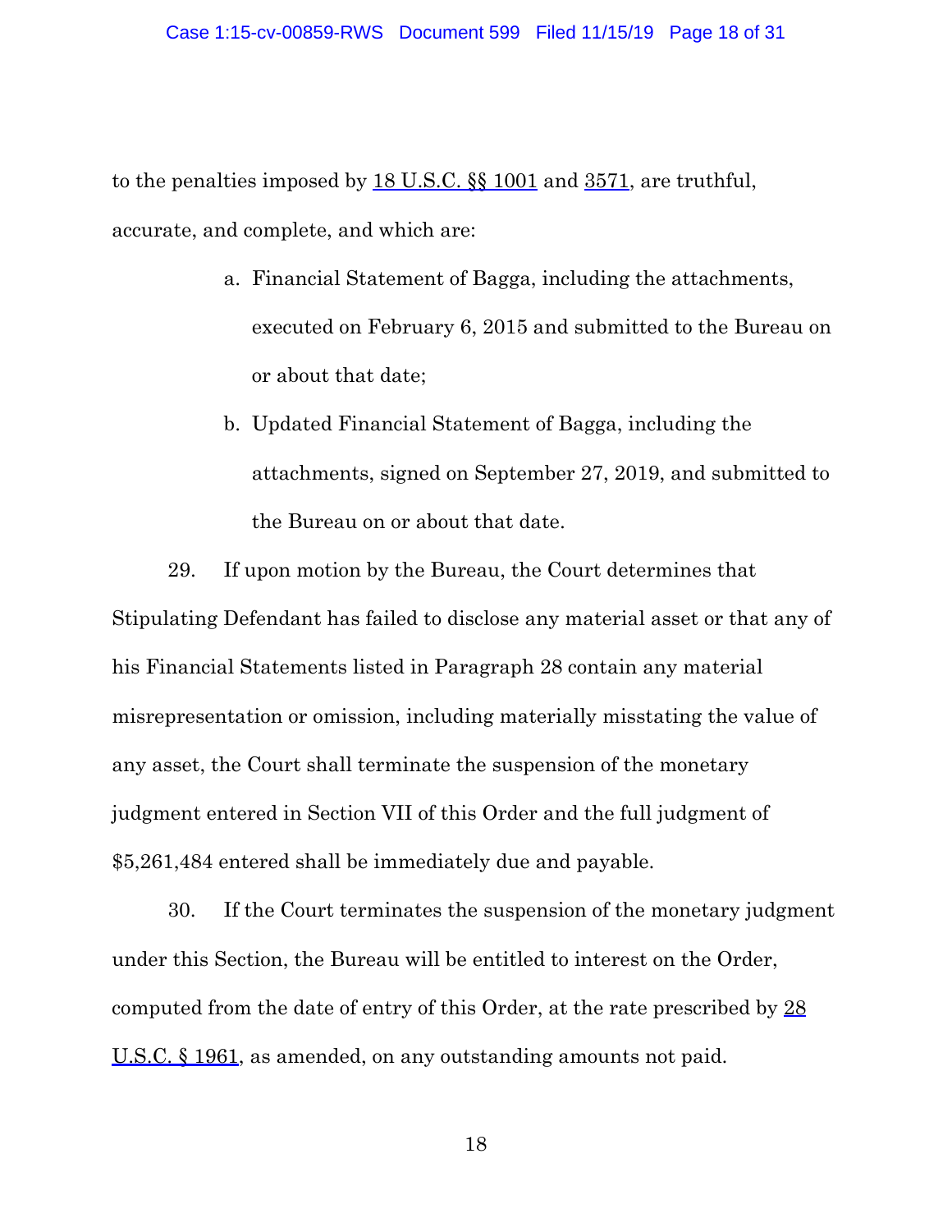to the penalties imposed by 18 U.S.C. §§ 1001 and 3571, are truthful, accurate, and complete, and which are:

a. Financial Statement of Bagga, including the attachments, executed on February 6, 2015 and submitted to the Bureau on or about that date;

b. Updated Financial Statement of Bagga, including the attachments, signed on September 27, 2019, and submitted to the Bureau on or about that date.

29. If upon motion by the Bureau, the Court determines that Stipulating Defendant has failed to disclose any material asset or that any of his Financial Statements listed in Paragraph 28 contain any material misrepresentation or omission, including materially misstating the value of any asset, the Court shall terminate the suspension of the monetary judgment entered in Section VII of this Order and the full judgment of $5,261,484 entered shall be immediately due and payable.

30. If the Court terminates the suspension of the monetary judgment under this Section, the Bureau will be entitled to interest on the Order, computed from the date of entry of this Order, at the rate prescribed by 28 U.S.C. § 1961, as amended, on any outstanding amounts not paid.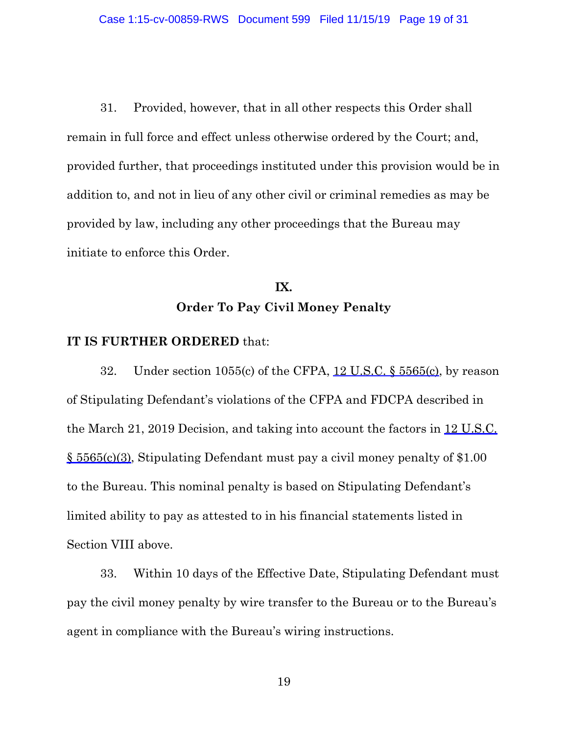31. Provided, however, that in all other respects this Order shall remain in full force and effect unless otherwise ordered by the Court; and, provided further, that proceedings instituted under this provision would be in addition to, and not in lieu of any other civil or criminal remedies as may be provided by law, including any other proceedings that the Bureau may initiate to enforce this Order.

## IX.
## Order To Pay Civil Money Penalty

**IT IS FURTHER ORDERED** that:

32. Under section 1055(c) of the CFPA, 12 U.S.C. § 5565(c), by reason of Stipulating Defendant's violations of the CFPA and FDCPA described in the March 21, 2019 Decision, and taking into account the factors in 12 U.S.C. § 5565(c)(3), Stipulating Defendant must pay a civil money penalty of $1.00 to the Bureau. This nominal penalty is based on Stipulating Defendant's limited ability to pay as attested to in his financial statements listed in Section VIII above.

33. Within 10 days of the Effective Date, Stipulating Defendant must pay the civil money penalty by wire transfer to the Bureau or to the Bureau's agent in compliance with the Bureau's wiring instructions.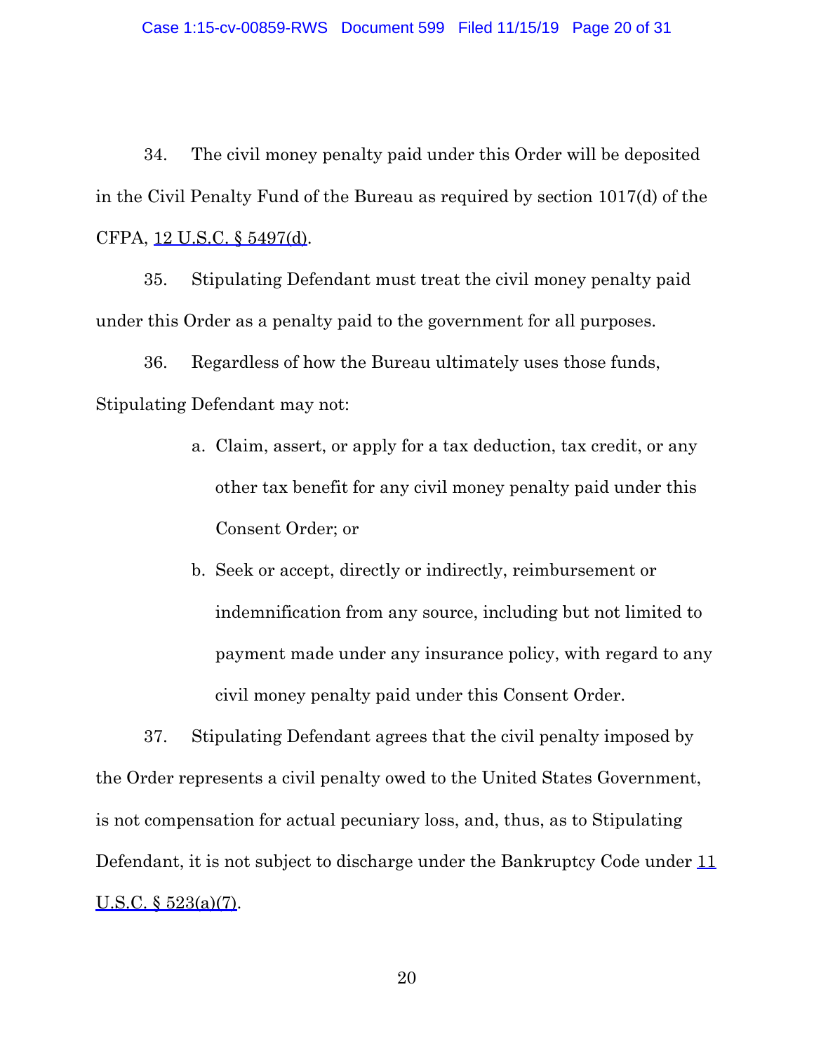34. The civil money penalty paid under this Order will be deposited in the Civil Penalty Fund of the Bureau as required by section 1017(d) of the CFPA, 12 U.S.C. § 5497(d).

35. Stipulating Defendant must treat the civil money penalty paid under this Order as a penalty paid to the government for all purposes.

36. Regardless of how the Bureau ultimately uses those funds, Stipulating Defendant may not:

a. Claim, assert, or apply for a tax deduction, tax credit, or any other tax benefit for any civil money penalty paid under this Consent Order; or

b. Seek or accept, directly or indirectly, reimbursement or indemnification from any source, including but not limited to payment made under any insurance policy, with regard to any civil money penalty paid under this Consent Order.

37. Stipulating Defendant agrees that the civil penalty imposed by the Order represents a civil penalty owed to the United States Government, is not compensation for actual pecuniary loss, and, thus, as to Stipulating Defendant, it is not subject to discharge under the Bankruptcy Code under 11 U.S.C. § 523(a)(7).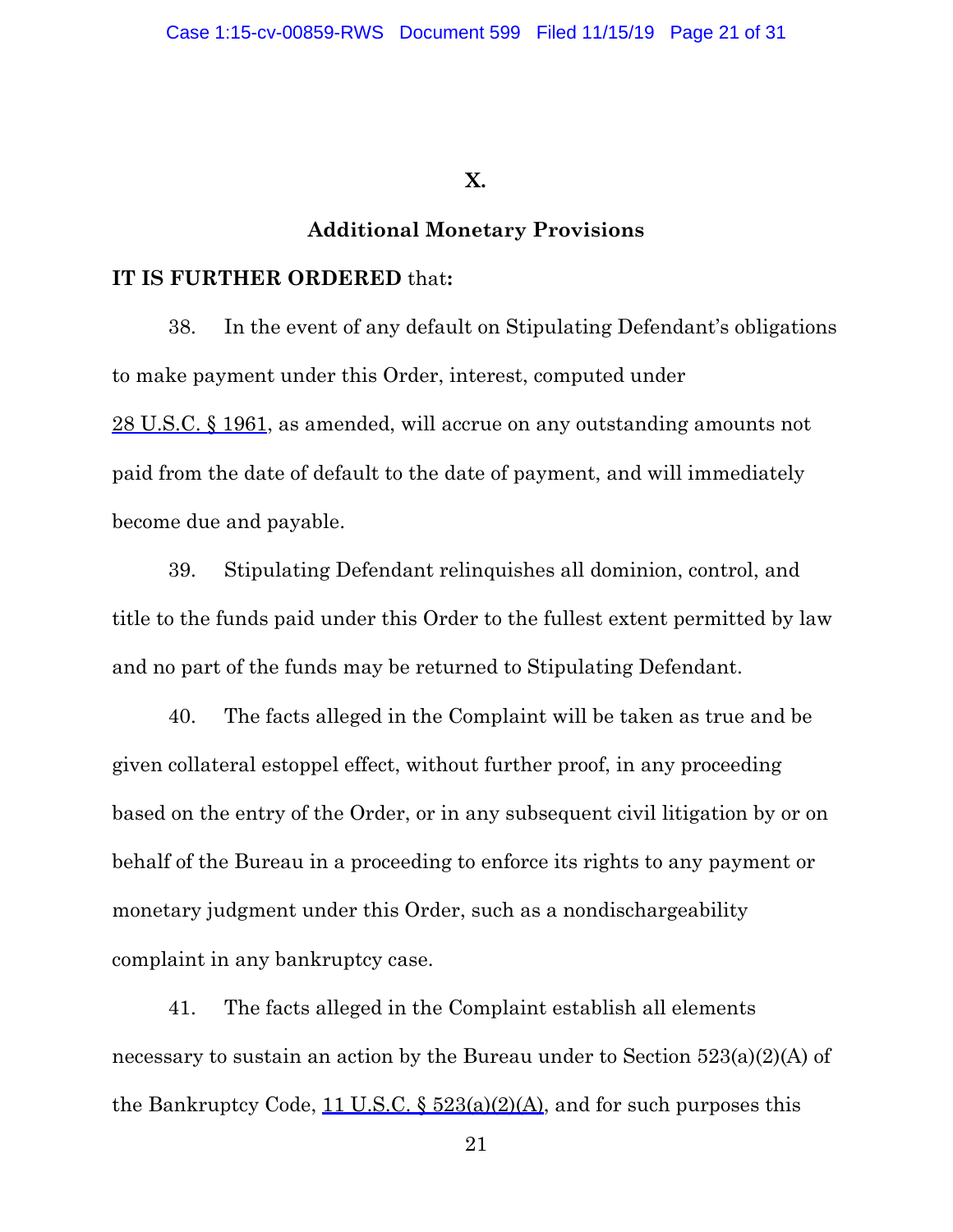## X.

## Additional Monetary Provisions

**IT IS FURTHER ORDERED** that**:**

38. In the event of any default on Stipulating Defendant's obligations to make payment under this Order, interest, computed under 28 U.S.C. § 1961, as amended, will accrue on any outstanding amounts not paid from the date of default to the date of payment, and will immediately become due and payable.

39. Stipulating Defendant relinquishes all dominion, control, and title to the funds paid under this Order to the fullest extent permitted by law and no part of the funds may be returned to Stipulating Defendant.

40. The facts alleged in the Complaint will be taken as true and be given collateral estoppel effect, without further proof, in any proceeding based on the entry of the Order, or in any subsequent civil litigation by or on behalf of the Bureau in a proceeding to enforce its rights to any payment or monetary judgment under this Order, such as a nondischargeability complaint in any bankruptcy case.

41. The facts alleged in the Complaint establish all elements necessary to sustain an action by the Bureau under to Section 523(a)(2)(A) of the Bankruptcy Code, 11 U.S.C. § 523(a)(2)(A), and for such purposes this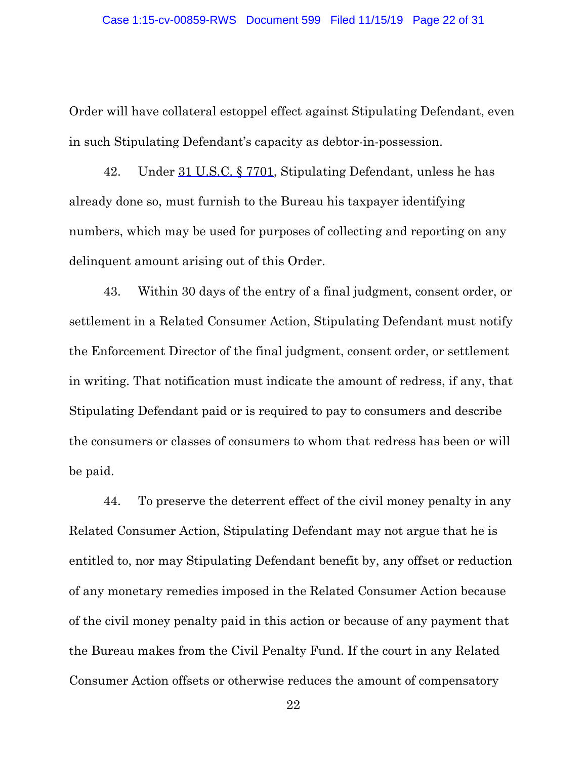Order will have collateral estoppel effect against Stipulating Defendant, even in such Stipulating Defendant's capacity as debtor-in-possession.

42. Under 31 U.S.C. § 7701, Stipulating Defendant, unless he has already done so, must furnish to the Bureau his taxpayer identifying numbers, which may be used for purposes of collecting and reporting on any delinquent amount arising out of this Order.

43. Within 30 days of the entry of a final judgment, consent order, or settlement in a Related Consumer Action, Stipulating Defendant must notify the Enforcement Director of the final judgment, consent order, or settlement in writing. That notification must indicate the amount of redress, if any, that Stipulating Defendant paid or is required to pay to consumers and describe the consumers or classes of consumers to whom that redress has been or will be paid.

44. To preserve the deterrent effect of the civil money penalty in any Related Consumer Action, Stipulating Defendant may not argue that he is entitled to, nor may Stipulating Defendant benefit by, any offset or reduction of any monetary remedies imposed in the Related Consumer Action because of the civil money penalty paid in this action or because of any payment that the Bureau makes from the Civil Penalty Fund. If the court in any Related Consumer Action offsets or otherwise reduces the amount of compensatory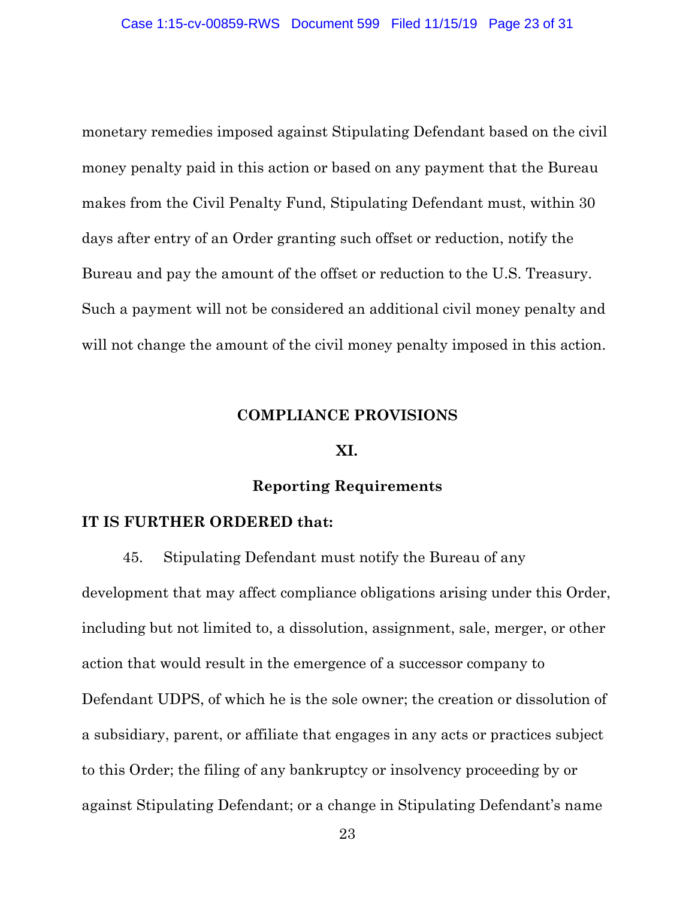monetary remedies imposed against Stipulating Defendant based on the civil money penalty paid in this action or based on any payment that the Bureau makes from the Civil Penalty Fund, Stipulating Defendant must, within 30 days after entry of an Order granting such offset or reduction, notify the Bureau and pay the amount of the offset or reduction to the U.S. Treasury. Such a payment will not be considered an additional civil money penalty and will not change the amount of the civil money penalty imposed in this action.

**COMPLIANCE PROVISIONS**

**XI.**

**Reporting Requirements**

**IT IS FURTHER ORDERED that:**

45. Stipulating Defendant must notify the Bureau of any development that may affect compliance obligations arising under this Order, including but not limited to, a dissolution, assignment, sale, merger, or other action that would result in the emergence of a successor company to Defendant UDPS, of which he is the sole owner; the creation or dissolution of a subsidiary, parent, or affiliate that engages in any acts or practices subject to this Order; the filing of any bankruptcy or insolvency proceeding by or against Stipulating Defendant; or a change in Stipulating Defendant's name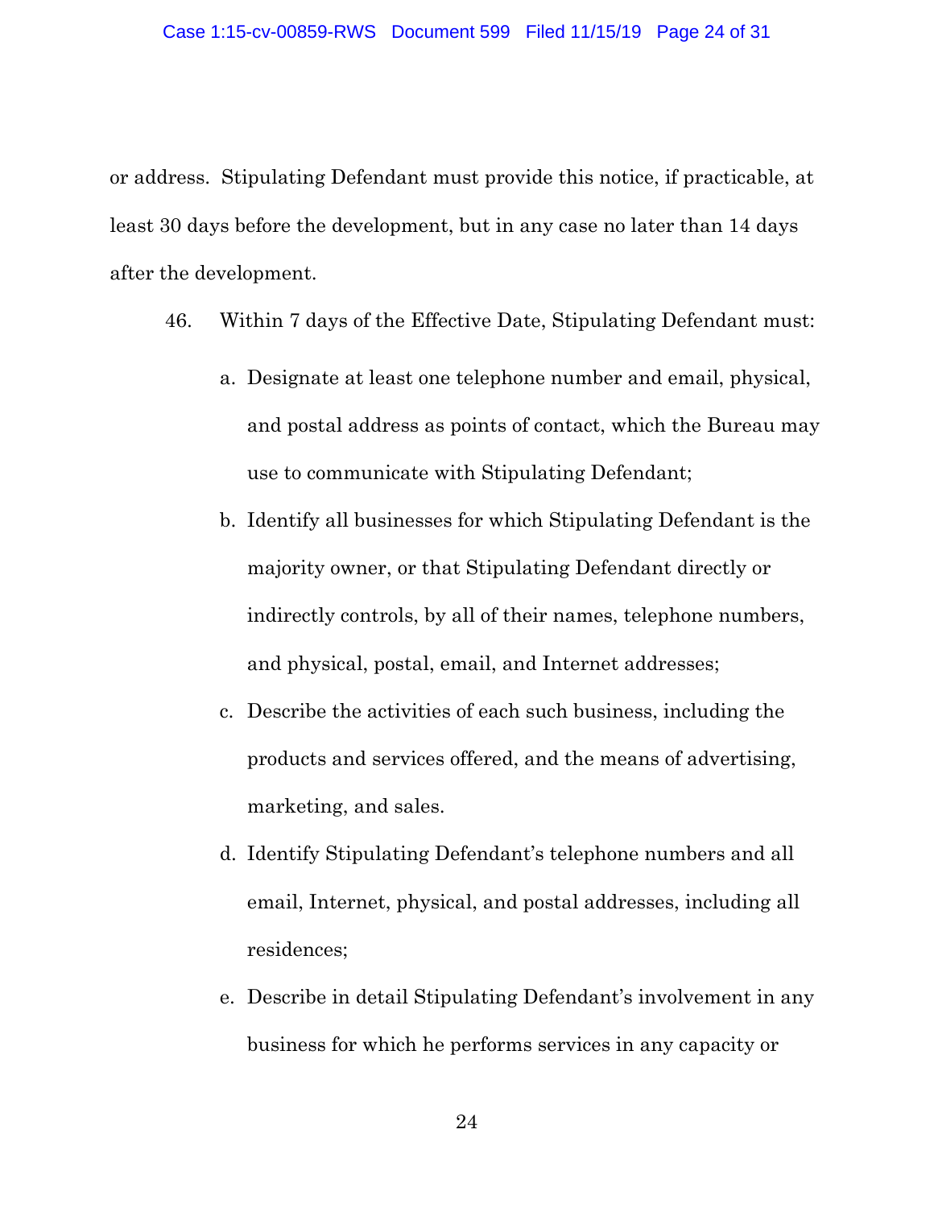or address. Stipulating Defendant must provide this notice, if practicable, at least 30 days before the development, but in any case no later than 14 days after the development.

46. Within 7 days of the Effective Date, Stipulating Defendant must:

   a. Designate at least one telephone number and email, physical, and postal address as points of contact, which the Bureau may use to communicate with Stipulating Defendant;

   b. Identify all businesses for which Stipulating Defendant is the majority owner, or that Stipulating Defendant directly or indirectly controls, by all of their names, telephone numbers, and physical, postal, email, and Internet addresses;

   c. Describe the activities of each such business, including the products and services offered, and the means of advertising, marketing, and sales.

   d. Identify Stipulating Defendant's telephone numbers and all email, Internet, physical, and postal addresses, including all residences;

   e. Describe in detail Stipulating Defendant's involvement in any business for which he performs services in any capacity or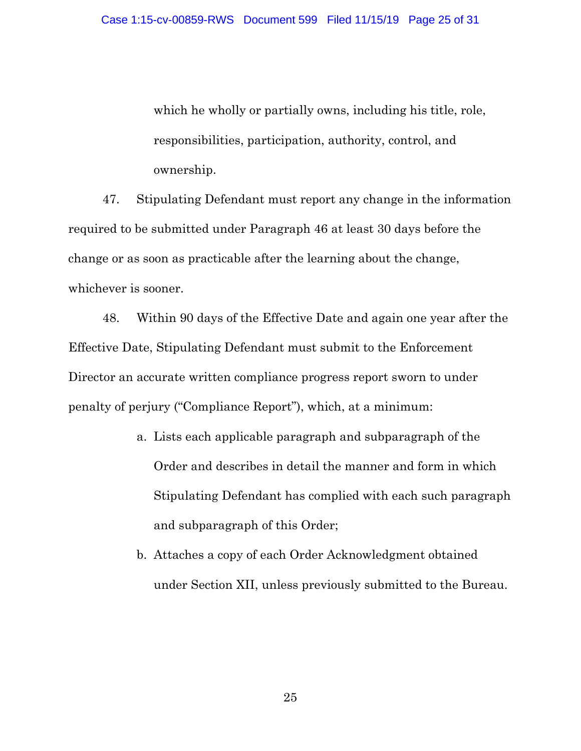which he wholly or partially owns, including his title, role, responsibilities, participation, authority, control, and ownership.

47. Stipulating Defendant must report any change in the information required to be submitted under Paragraph 46 at least 30 days before the change or as soon as practicable after the learning about the change, whichever is sooner.

48. Within 90 days of the Effective Date and again one year after the Effective Date, Stipulating Defendant must submit to the Enforcement Director an accurate written compliance progress report sworn to under penalty of perjury ("Compliance Report"), which, at a minimum:

a. Lists each applicable paragraph and subparagraph of the Order and describes in detail the manner and form in which Stipulating Defendant has complied with each such paragraph and subparagraph of this Order;

b. Attaches a copy of each Order Acknowledgment obtained under Section XII, unless previously submitted to the Bureau.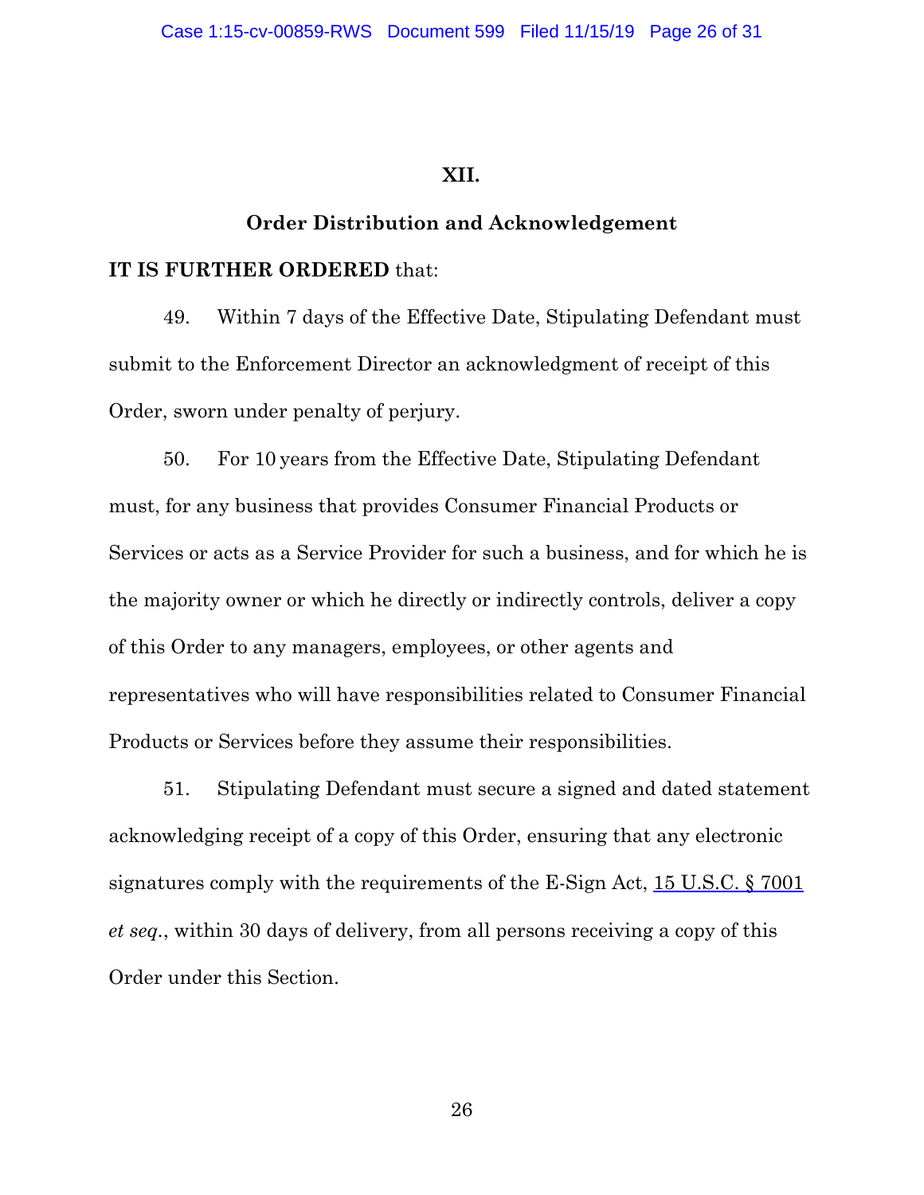## XII.

## Order Distribution and Acknowledgement

**IT IS FURTHER ORDERED** that:

49. Within 7 days of the Effective Date, Stipulating Defendant must submit to the Enforcement Director an acknowledgment of receipt of this Order, sworn under penalty of perjury.

50. For 10 years from the Effective Date, Stipulating Defendant must, for any business that provides Consumer Financial Products or Services or acts as a Service Provider for such a business, and for which he is the majority owner or which he directly or indirectly controls, deliver a copy of this Order to any managers, employees, or other agents and representatives who will have responsibilities related to Consumer Financial Products or Services before they assume their responsibilities.

51. Stipulating Defendant must secure a signed and dated statement acknowledging receipt of a copy of this Order, ensuring that any electronic signatures comply with the requirements of the E-Sign Act, 15 U.S.C. § 7001 *et seq.*, within 30 days of delivery, from all persons receiving a copy of this Order under this Section.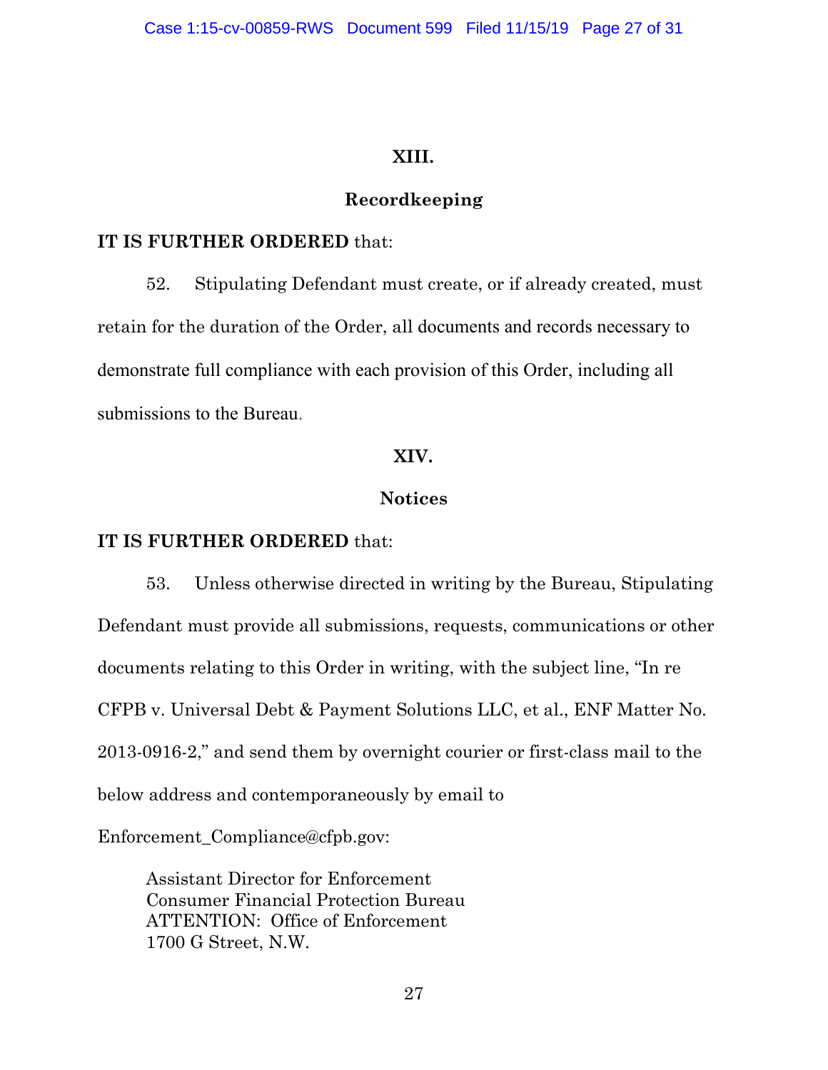## XIII.

## Recordkeeping

**IT IS FURTHER ORDERED** that:

52. Stipulating Defendant must create, or if already created, must retain for the duration of the Order, all documents and records necessary to demonstrate full compliance with each provision of this Order, including all submissions to the Bureau.

## XIV.

## Notices

**IT IS FURTHER ORDERED** that:

53. Unless otherwise directed in writing by the Bureau, Stipulating Defendant must provide all submissions, requests, communications or other documents relating to this Order in writing, with the subject line, "In re CFPB v. Universal Debt & Payment Solutions LLC, et al., ENF Matter No. 2013-0916-2," and send them by overnight courier or first-class mail to the below address and contemporaneously by email to Enforcement_Compliance@cfpb.gov:

Assistant Director for Enforcement
Consumer Financial Protection Bureau
ATTENTION: Office of Enforcement
1700 G Street, N.W.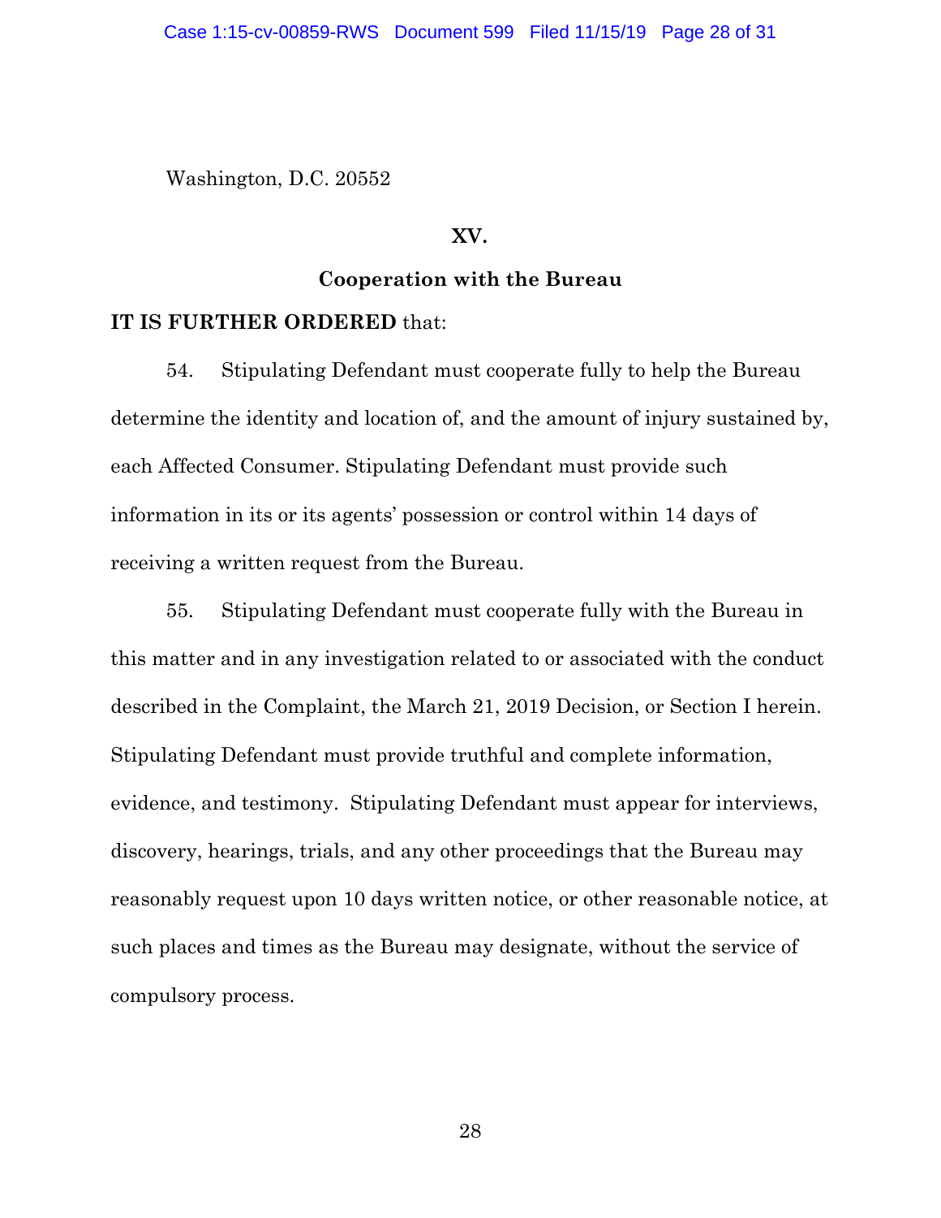Washington, D.C. 20552

## XV.

## Cooperation with the Bureau

**IT IS FURTHER ORDERED** that:

54. Stipulating Defendant must cooperate fully to help the Bureau determine the identity and location of, and the amount of injury sustained by, each Affected Consumer. Stipulating Defendant must provide such information in its or its agents' possession or control within 14 days of receiving a written request from the Bureau.

55. Stipulating Defendant must cooperate fully with the Bureau in this matter and in any investigation related to or associated with the conduct described in the Complaint, the March 21, 2019 Decision, or Section I herein. Stipulating Defendant must provide truthful and complete information, evidence, and testimony. Stipulating Defendant must appear for interviews, discovery, hearings, trials, and any other proceedings that the Bureau may reasonably request upon 10 days written notice, or other reasonable notice, at such places and times as the Bureau may designate, without the service of compulsory process.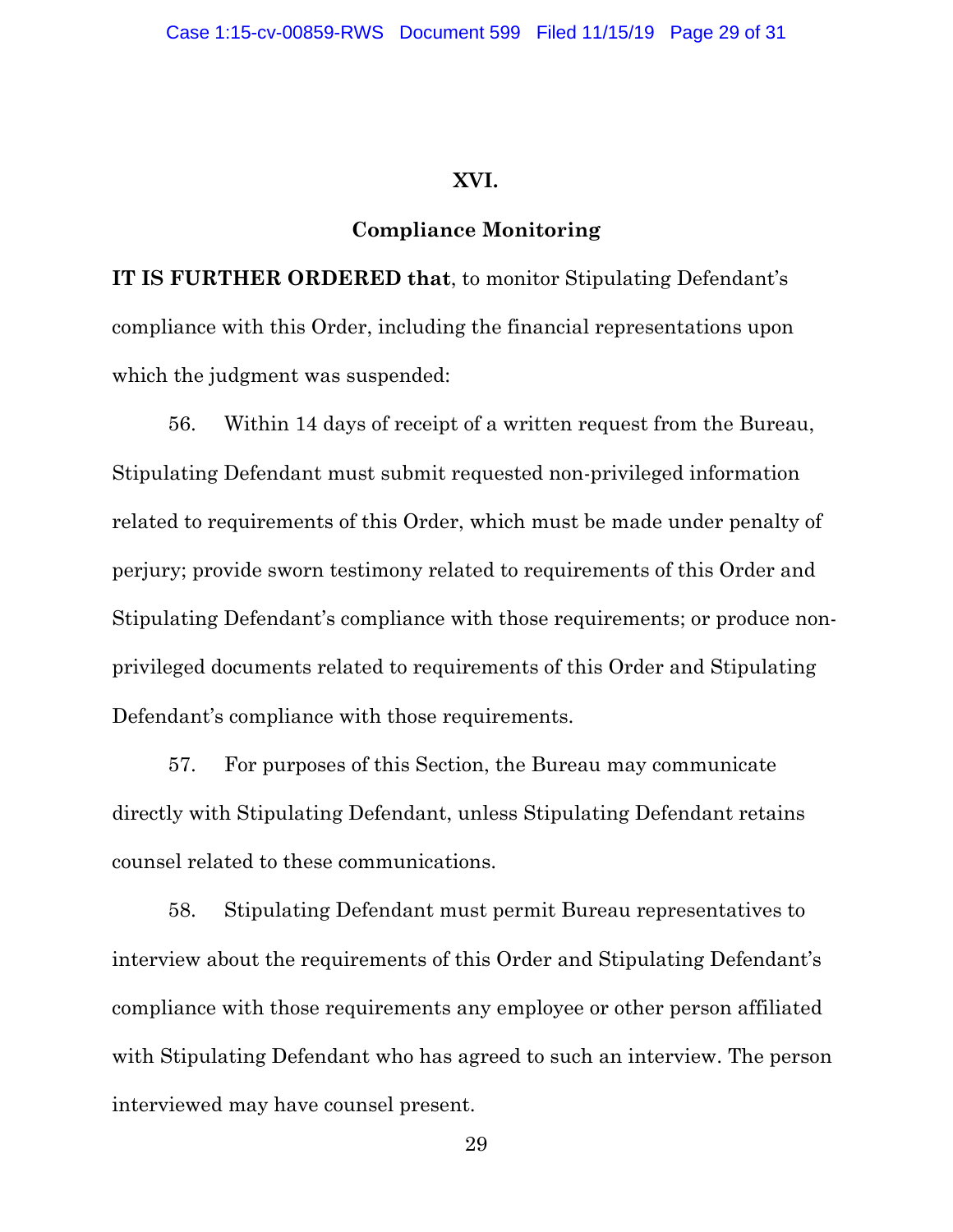## XVI.

## Compliance Monitoring

**IT IS FURTHER ORDERED that**, to monitor Stipulating Defendant's compliance with this Order, including the financial representations upon which the judgment was suspended:

56. Within 14 days of receipt of a written request from the Bureau, Stipulating Defendant must submit requested non-privileged information related to requirements of this Order, which must be made under penalty of perjury; provide sworn testimony related to requirements of this Order and Stipulating Defendant's compliance with those requirements; or produce non-privileged documents related to requirements of this Order and Stipulating Defendant's compliance with those requirements.

57. For purposes of this Section, the Bureau may communicate directly with Stipulating Defendant, unless Stipulating Defendant retains counsel related to these communications.

58. Stipulating Defendant must permit Bureau representatives to interview about the requirements of this Order and Stipulating Defendant's compliance with those requirements any employee or other person affiliated with Stipulating Defendant who has agreed to such an interview. The person interviewed may have counsel present.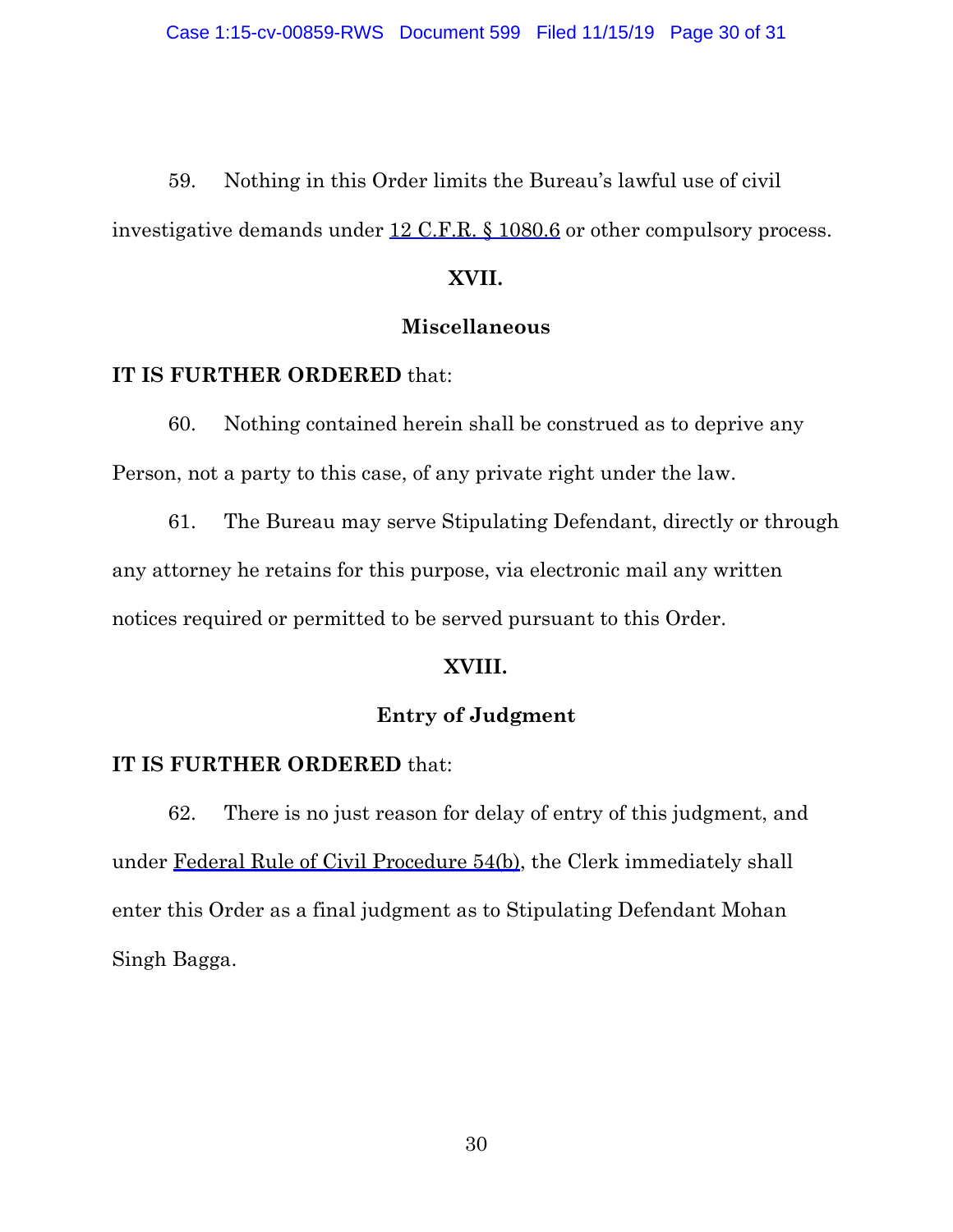59. Nothing in this Order limits the Bureau's lawful use of civil investigative demands under 12 C.F.R. § 1080.6 or other compulsory process.

## XVII.

## Miscellaneous

**IT IS FURTHER ORDERED** that:

60. Nothing contained herein shall be construed as to deprive any Person, not a party to this case, of any private right under the law.

61. The Bureau may serve Stipulating Defendant, directly or through any attorney he retains for this purpose, via electronic mail any written notices required or permitted to be served pursuant to this Order.

## XVIII.

## Entry of Judgment

**IT IS FURTHER ORDERED** that:

62. There is no just reason for delay of entry of this judgment, and under Federal Rule of Civil Procedure 54(b), the Clerk immediately shall enter this Order as a final judgment as to Stipulating Defendant Mohan Singh Bagga.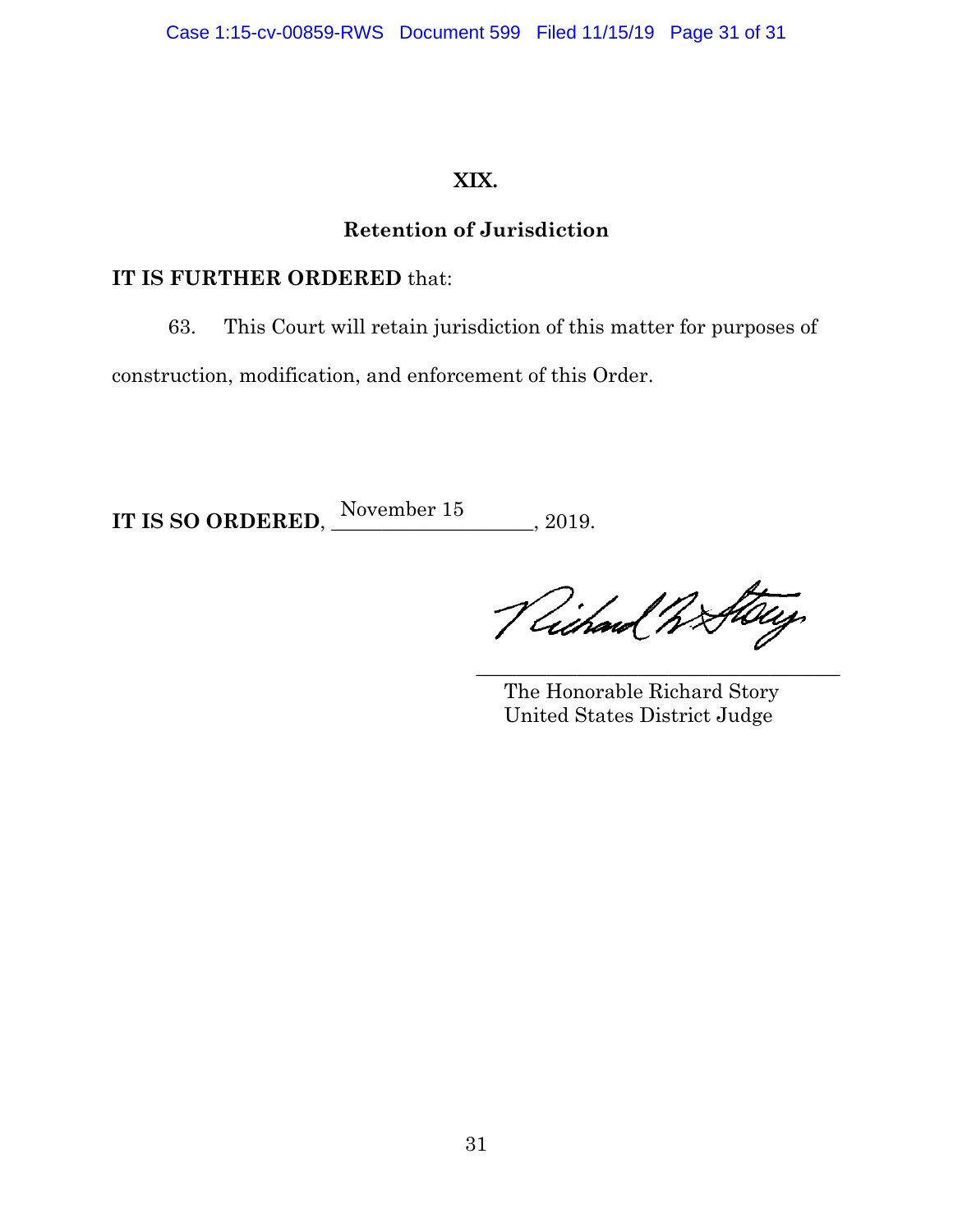## XIX.

## Retention of Jurisdiction

**IT IS FURTHER ORDERED** that:

63. This Court will retain jurisdiction of this matter for purposes of construction, modification, and enforcement of this Order.

**IT IS SO ORDERED**, November 15, 2019.

The Honorable Richard Story
United States District Judge